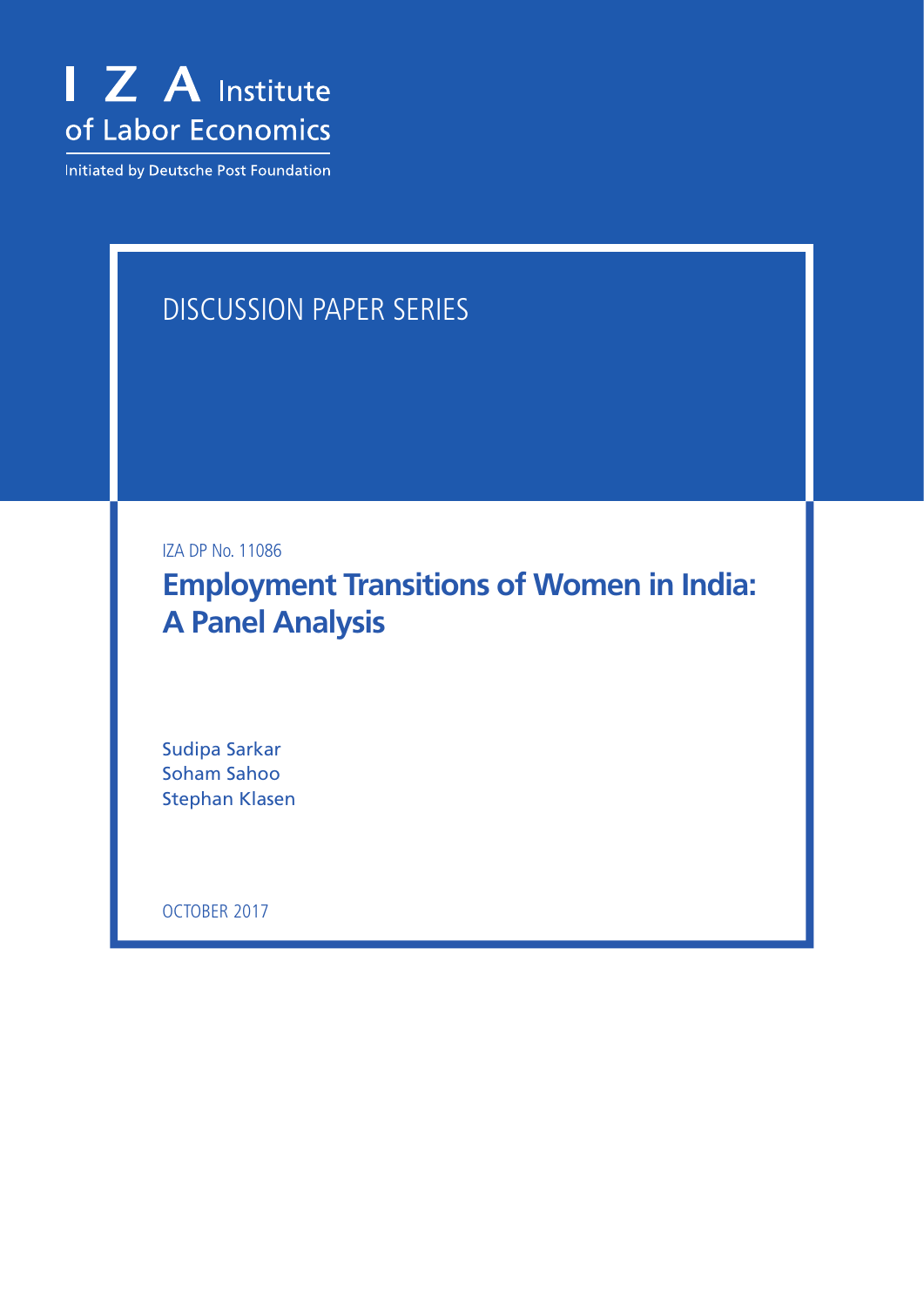I Z A Institute of Labor Economics

Initiated by Deutsche Post Foundation

DISCUSSION PAPER SERIES

IZA DP No. 11086

# Employment Transitions of Women in India: A Panel Analysis

Sudipa Sarkar
Soham Sahoo
Stephan Klasen

OCTOBER 2017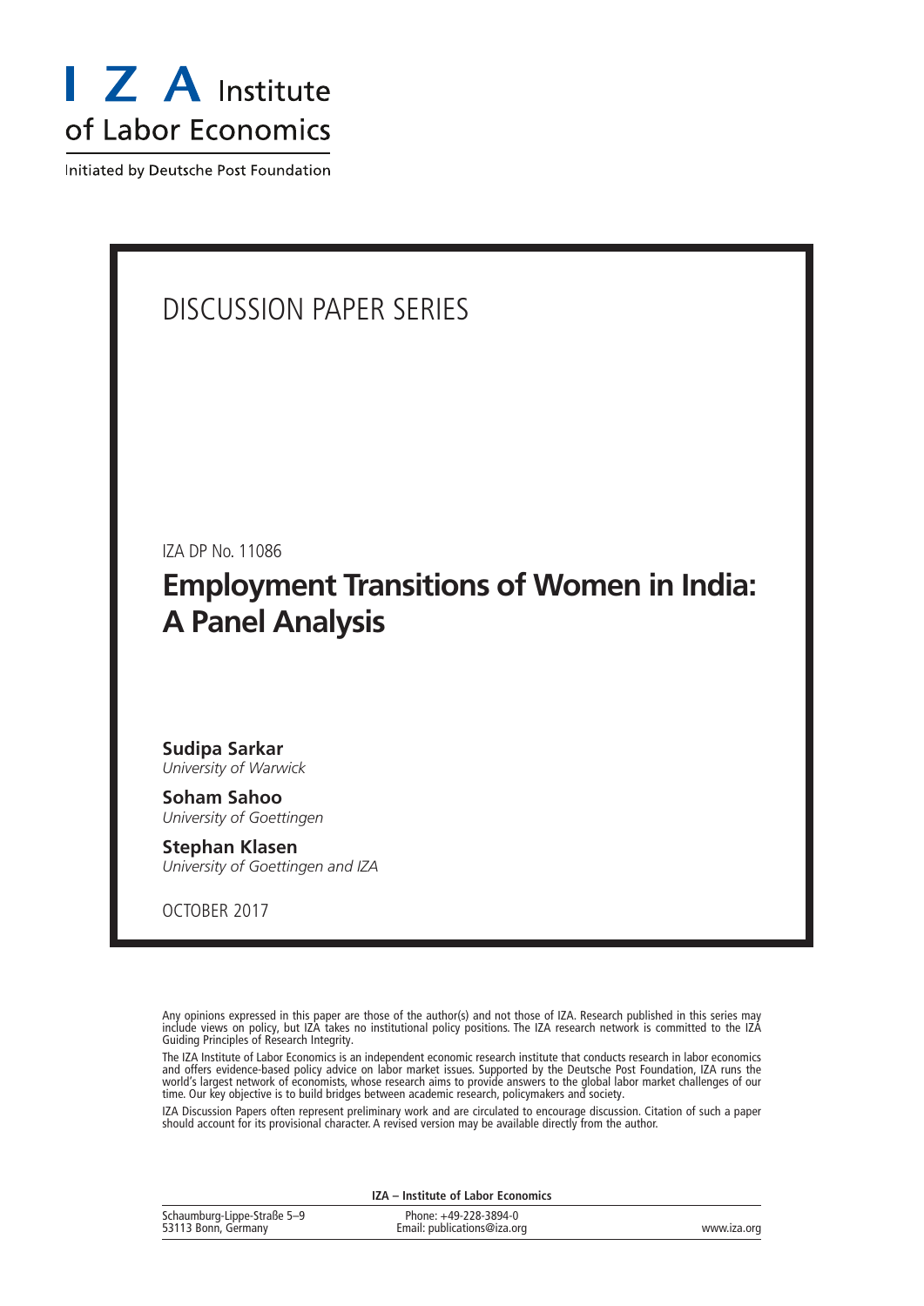I Z A Institute of Labor Economics

Initiated by Deutsche Post Foundation

# DISCUSSION PAPER SERIES

IZA DP No. 11086

## Employment Transitions of Women in India: A Panel Analysis

**Sudipa Sarkar**
*University of Warwick*

**Soham Sahoo**
*University of Goettingen*

**Stephan Klasen**
*University of Goettingen and IZA*

OCTOBER 2017

Any opinions expressed in this paper are those of the author(s) and not those of IZA. Research published in this series may include views on policy, but IZA takes no institutional policy positions. The IZA research network is committed to the IZA Guiding Principles of Research Integrity.

The IZA Institute of Labor Economics is an independent economic research institute that conducts research in labor economics and offers evidence-based policy advice on labor market issues. Supported by the Deutsche Post Foundation, IZA runs the world's largest network of economists, whose research aims to provide answers to the global labor market challenges of our time. Our key objective is to build bridges between academic research, policymakers and society.

IZA Discussion Papers often represent preliminary work and are circulated to encourage discussion. Citation of such a paper should account for its provisional character. A revised version may be available directly from the author.

**IZA – Institute of Labor Economics**

Schaumburg-Lippe-Straße 5–9
53113 Bonn, Germany

Phone: +49-228-3894-0
Email: publications@iza.org

www.iza.org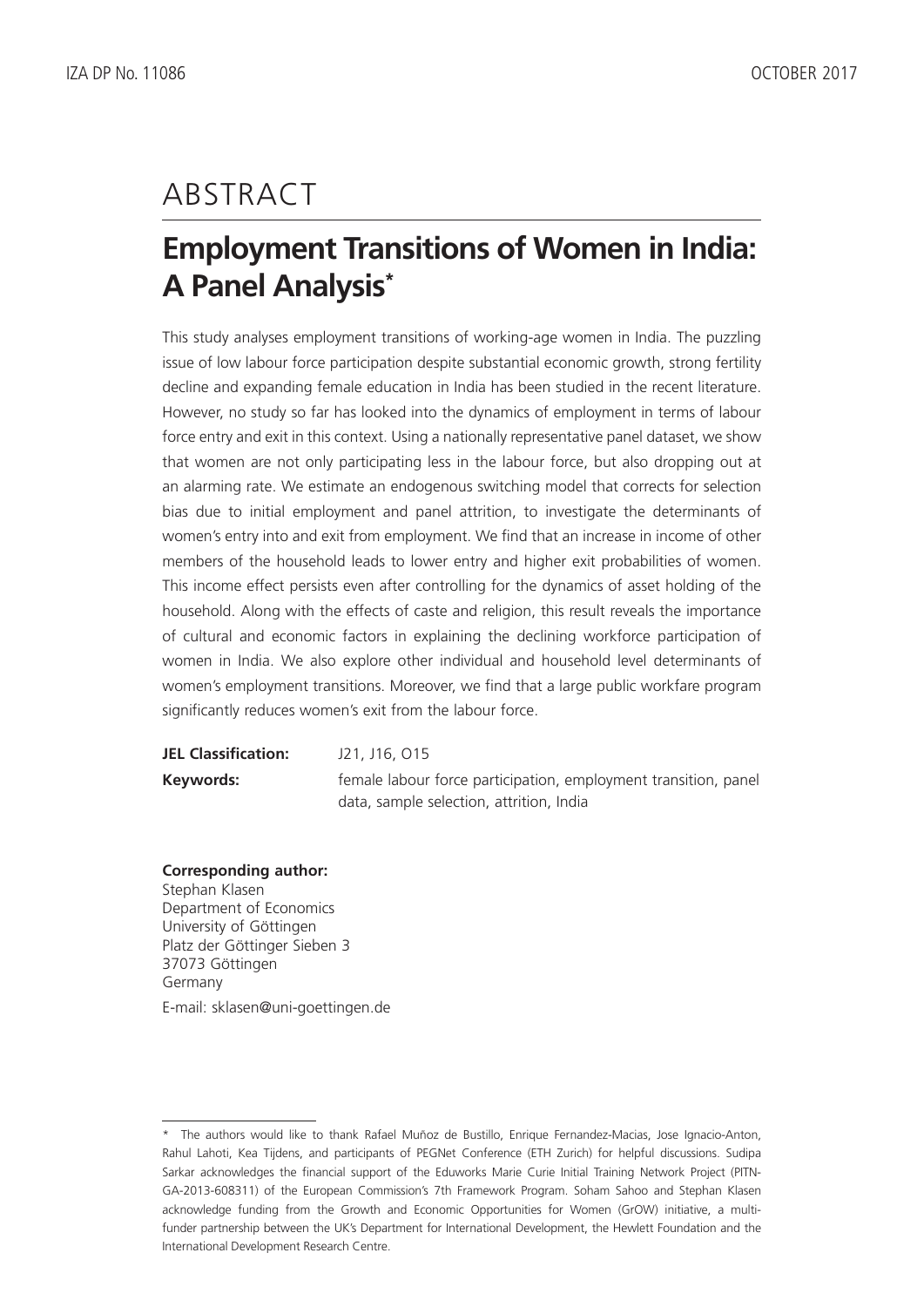# ABSTRACT

## Employment Transitions of Women in India: A Panel Analysis*

This study analyses employment transitions of working-age women in India. The puzzling issue of low labour force participation despite substantial economic growth, strong fertility decline and expanding female education in India has been studied in the recent literature. However, no study so far has looked into the dynamics of employment in terms of labour force entry and exit in this context. Using a nationally representative panel dataset, we show that women are not only participating less in the labour force, but also dropping out at an alarming rate. We estimate an endogenous switching model that corrects for selection bias due to initial employment and panel attrition, to investigate the determinants of women's entry into and exit from employment. We find that an increase in income of other members of the household leads to lower entry and higher exit probabilities of women. This income effect persists even after controlling for the dynamics of asset holding of the household. Along with the effects of caste and religion, this result reveals the importance of cultural and economic factors in explaining the declining workforce participation of women in India. We also explore other individual and household level determinants of women's employment transitions. Moreover, we find that a large public workfare program significantly reduces women's exit from the labour force.

**JEL Classification:** J21, J16, O15

**Keywords:** female labour force participation, employment transition, panel data, sample selection, attrition, India

**Corresponding author:**
Stephan Klasen
Department of Economics
University of Göttingen
Platz der Göttinger Sieben 3
37073 Göttingen
Germany
E-mail: sklasen@uni-goettingen.de

* The authors would like to thank Rafael Muñoz de Bustillo, Enrique Fernandez-Macias, Jose Ignacio-Anton, Rahul Lahoti, Kea Tijdens, and participants of PEGNet Conference (ETH Zurich) for helpful discussions. Sudipa Sarkar acknowledges the financial support of the Eduworks Marie Curie Initial Training Network Project (PITN-GA-2013-608311) of the European Commission's 7th Framework Program. Soham Sahoo and Stephan Klasen acknowledge funding from the Growth and Economic Opportunities for Women (GrOW) initiative, a multi-funder partnership between the UK's Department for International Development, the Hewlett Foundation and the International Development Research Centre.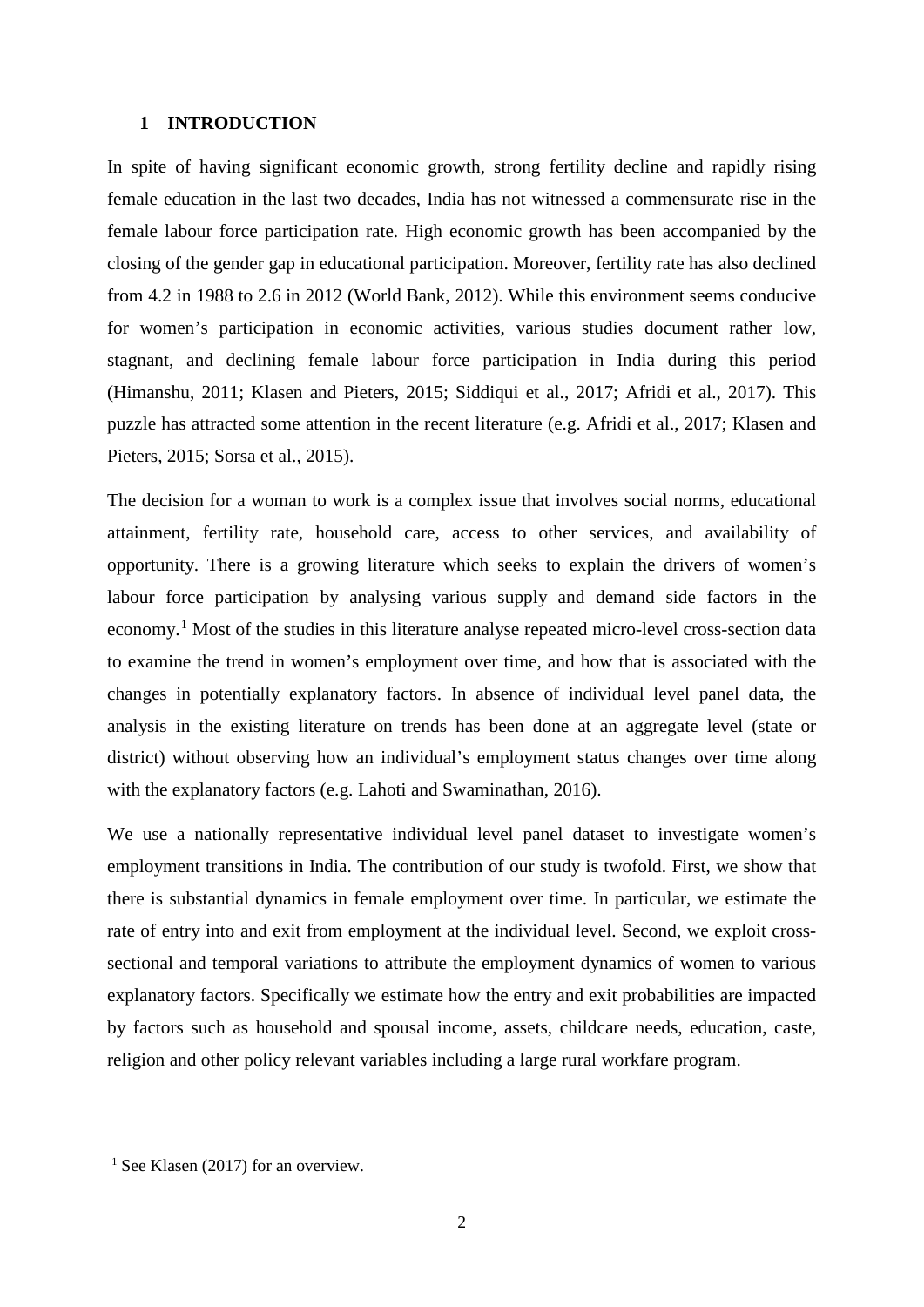# 1 INTRODUCTION

In spite of having significant economic growth, strong fertility decline and rapidly rising female education in the last two decades, India has not witnessed a commensurate rise in the female labour force participation rate. High economic growth has been accompanied by the closing of the gender gap in educational participation. Moreover, fertility rate has also declined from 4.2 in 1988 to 2.6 in 2012 (World Bank, 2012). While this environment seems conducive for women's participation in economic activities, various studies document rather low, stagnant, and declining female labour force participation in India during this period (Himanshu, 2011; Klasen and Pieters, 2015; Siddiqui et al., 2017; Afridi et al., 2017). This puzzle has attracted some attention in the recent literature (e.g. Afridi et al., 2017; Klasen and Pieters, 2015; Sorsa et al., 2015).

The decision for a woman to work is a complex issue that involves social norms, educational attainment, fertility rate, household care, access to other services, and availability of opportunity. There is a growing literature which seeks to explain the drivers of women's labour force participation by analysing various supply and demand side factors in the economy.[1] Most of the studies in this literature analyse repeated micro-level cross-section data to examine the trend in women's employment over time, and how that is associated with the changes in potentially explanatory factors. In absence of individual level panel data, the analysis in the existing literature on trends has been done at an aggregate level (state or district) without observing how an individual's employment status changes over time along with the explanatory factors (e.g. Lahoti and Swaminathan, 2016).

We use a nationally representative individual level panel dataset to investigate women's employment transitions in India. The contribution of our study is twofold. First, we show that there is substantial dynamics in female employment over time. In particular, we estimate the rate of entry into and exit from employment at the individual level. Second, we exploit cross-sectional and temporal variations to attribute the employment dynamics of women to various explanatory factors. Specifically we estimate how the entry and exit probabilities are impacted by factors such as household and spousal income, assets, childcare needs, education, caste, religion and other policy relevant variables including a large rural workfare program.

[1] See Klasen (2017) for an overview.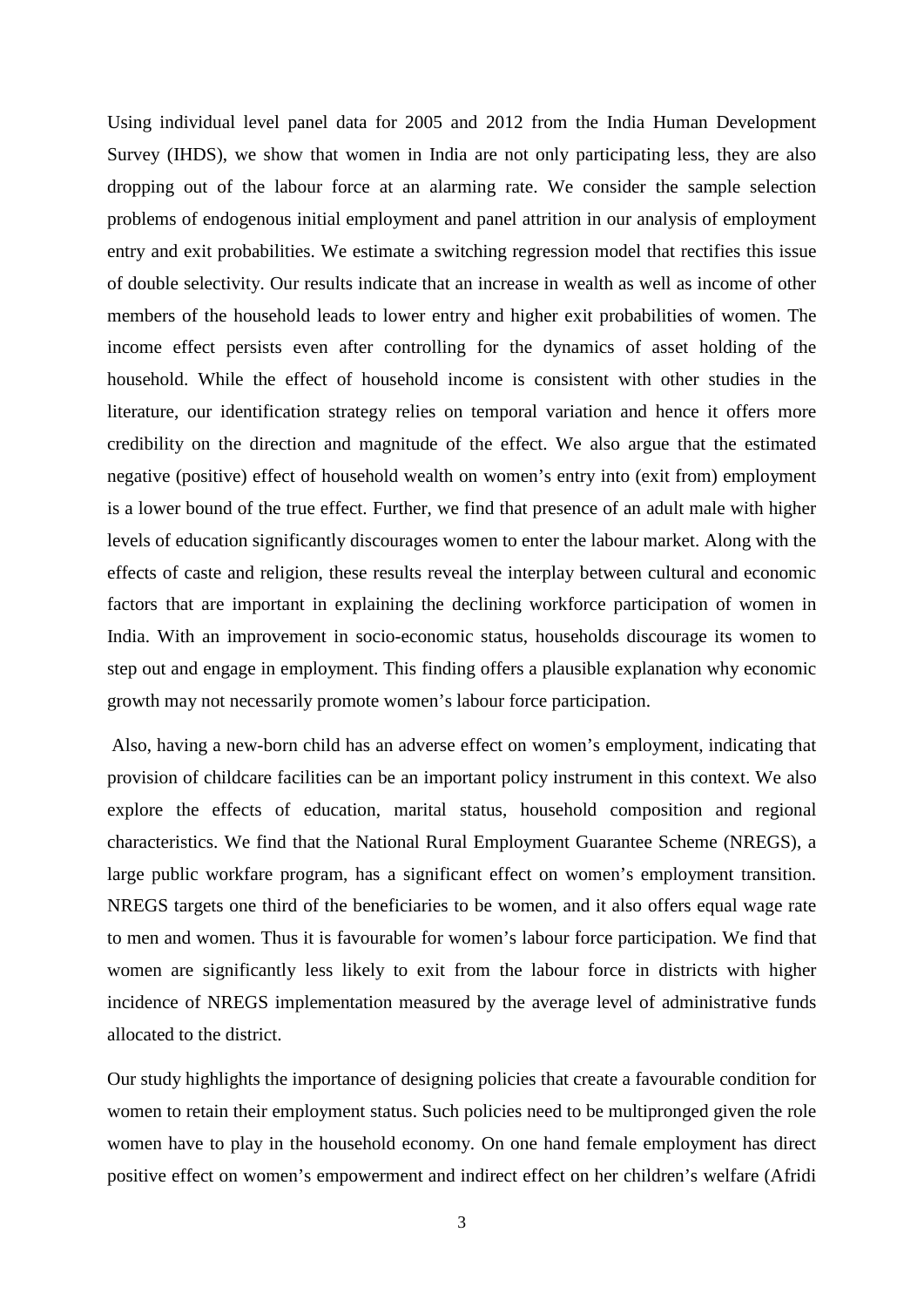Using individual level panel data for 2005 and 2012 from the India Human Development Survey (IHDS), we show that women in India are not only participating less, they are also dropping out of the labour force at an alarming rate. We consider the sample selection problems of endogenous initial employment and panel attrition in our analysis of employment entry and exit probabilities. We estimate a switching regression model that rectifies this issue of double selectivity. Our results indicate that an increase in wealth as well as income of other members of the household leads to lower entry and higher exit probabilities of women. The income effect persists even after controlling for the dynamics of asset holding of the household. While the effect of household income is consistent with other studies in the literature, our identification strategy relies on temporal variation and hence it offers more credibility on the direction and magnitude of the effect. We also argue that the estimated negative (positive) effect of household wealth on women's entry into (exit from) employment is a lower bound of the true effect. Further, we find that presence of an adult male with higher levels of education significantly discourages women to enter the labour market. Along with the effects of caste and religion, these results reveal the interplay between cultural and economic factors that are important in explaining the declining workforce participation of women in India. With an improvement in socio-economic status, households discourage its women to step out and engage in employment. This finding offers a plausible explanation why economic growth may not necessarily promote women's labour force participation.

Also, having a new-born child has an adverse effect on women's employment, indicating that provision of childcare facilities can be an important policy instrument in this context. We also explore the effects of education, marital status, household composition and regional characteristics. We find that the National Rural Employment Guarantee Scheme (NREGS), a large public workfare program, has a significant effect on women's employment transition. NREGS targets one third of the beneficiaries to be women, and it also offers equal wage rate to men and women. Thus it is favourable for women's labour force participation. We find that women are significantly less likely to exit from the labour force in districts with higher incidence of NREGS implementation measured by the average level of administrative funds allocated to the district.

Our study highlights the importance of designing policies that create a favourable condition for women to retain their employment status. Such policies need to be multipronged given the role women have to play in the household economy. On one hand female employment has direct positive effect on women's empowerment and indirect effect on her children's welfare (Afridi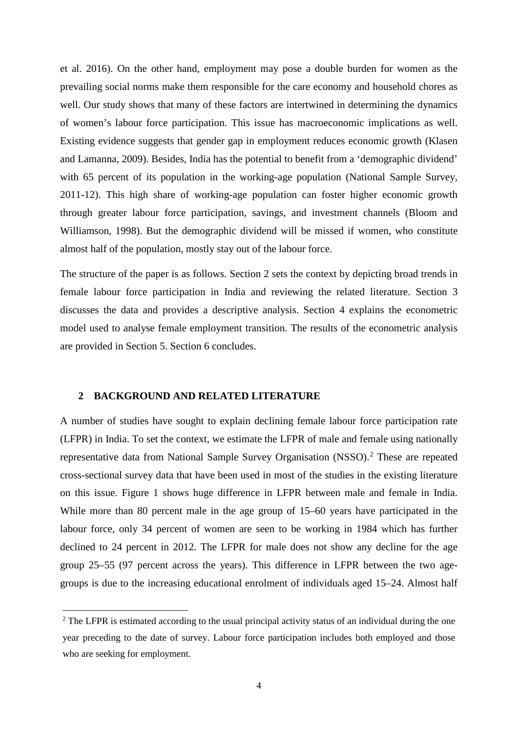et al. 2016). On the other hand, employment may pose a double burden for women as the prevailing social norms make them responsible for the care economy and household chores as well. Our study shows that many of these factors are intertwined in determining the dynamics of women's labour force participation. This issue has macroeconomic implications as well. Existing evidence suggests that gender gap in employment reduces economic growth (Klasen and Lamanna, 2009). Besides, India has the potential to benefit from a 'demographic dividend' with 65 percent of its population in the working-age population (National Sample Survey, 2011-12). This high share of working-age population can foster higher economic growth through greater labour force participation, savings, and investment channels (Bloom and Williamson, 1998). But the demographic dividend will be missed if women, who constitute almost half of the population, mostly stay out of the labour force.

The structure of the paper is as follows. Section 2 sets the context by depicting broad trends in female labour force participation in India and reviewing the related literature. Section 3 discusses the data and provides a descriptive analysis. Section 4 explains the econometric model used to analyse female employment transition. The results of the econometric analysis are provided in Section 5. Section 6 concludes.

## 2 BACKGROUND AND RELATED LITERATURE

A number of studies have sought to explain declining female labour force participation rate (LFPR) in India. To set the context, we estimate the LFPR of male and female using nationally representative data from National Sample Survey Organisation (NSSO).[2] These are repeated cross-sectional survey data that have been used in most of the studies in the existing literature on this issue. Figure 1 shows huge difference in LFPR between male and female in India. While more than 80 percent male in the age group of 15–60 years have participated in the labour force, only 34 percent of women are seen to be working in 1984 which has further declined to 24 percent in 2012. The LFPR for male does not show any decline for the age group 25–55 (97 percent across the years). This difference in LFPR between the two age-groups is due to the increasing educational enrolment of individuals aged 15–24. Almost half

[2] The LFPR is estimated according to the usual principal activity status of an individual during the one year preceding to the date of survey. Labour force participation includes both employed and those who are seeking for employment.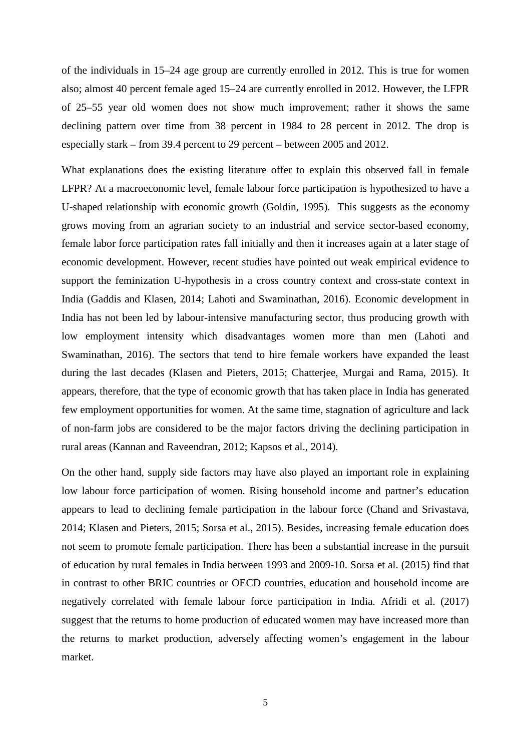of the individuals in 15–24 age group are currently enrolled in 2012. This is true for women also; almost 40 percent female aged 15–24 are currently enrolled in 2012. However, the LFPR of 25–55 year old women does not show much improvement; rather it shows the same declining pattern over time from 38 percent in 1984 to 28 percent in 2012. The drop is especially stark – from 39.4 percent to 29 percent – between 2005 and 2012.

What explanations does the existing literature offer to explain this observed fall in female LFPR? At a macroeconomic level, female labour force participation is hypothesized to have a U-shaped relationship with economic growth (Goldin, 1995). This suggests as the economy grows moving from an agrarian society to an industrial and service sector-based economy, female labor force participation rates fall initially and then it increases again at a later stage of economic development. However, recent studies have pointed out weak empirical evidence to support the feminization U-hypothesis in a cross country context and cross-state context in India (Gaddis and Klasen, 2014; Lahoti and Swaminathan, 2016). Economic development in India has not been led by labour-intensive manufacturing sector, thus producing growth with low employment intensity which disadvantages women more than men (Lahoti and Swaminathan, 2016). The sectors that tend to hire female workers have expanded the least during the last decades (Klasen and Pieters, 2015; Chatterjee, Murgai and Rama, 2015). It appears, therefore, that the type of economic growth that has taken place in India has generated few employment opportunities for women. At the same time, stagnation of agriculture and lack of non-farm jobs are considered to be the major factors driving the declining participation in rural areas (Kannan and Raveendran, 2012; Kapsos et al., 2014).

On the other hand, supply side factors may have also played an important role in explaining low labour force participation of women. Rising household income and partner's education appears to lead to declining female participation in the labour force (Chand and Srivastava, 2014; Klasen and Pieters, 2015; Sorsa et al., 2015). Besides, increasing female education does not seem to promote female participation. There has been a substantial increase in the pursuit of education by rural females in India between 1993 and 2009-10. Sorsa et al. (2015) find that in contrast to other BRIC countries or OECD countries, education and household income are negatively correlated with female labour force participation in India. Afridi et al. (2017) suggest that the returns to home production of educated women may have increased more than the returns to market production, adversely affecting women's engagement in the labour market.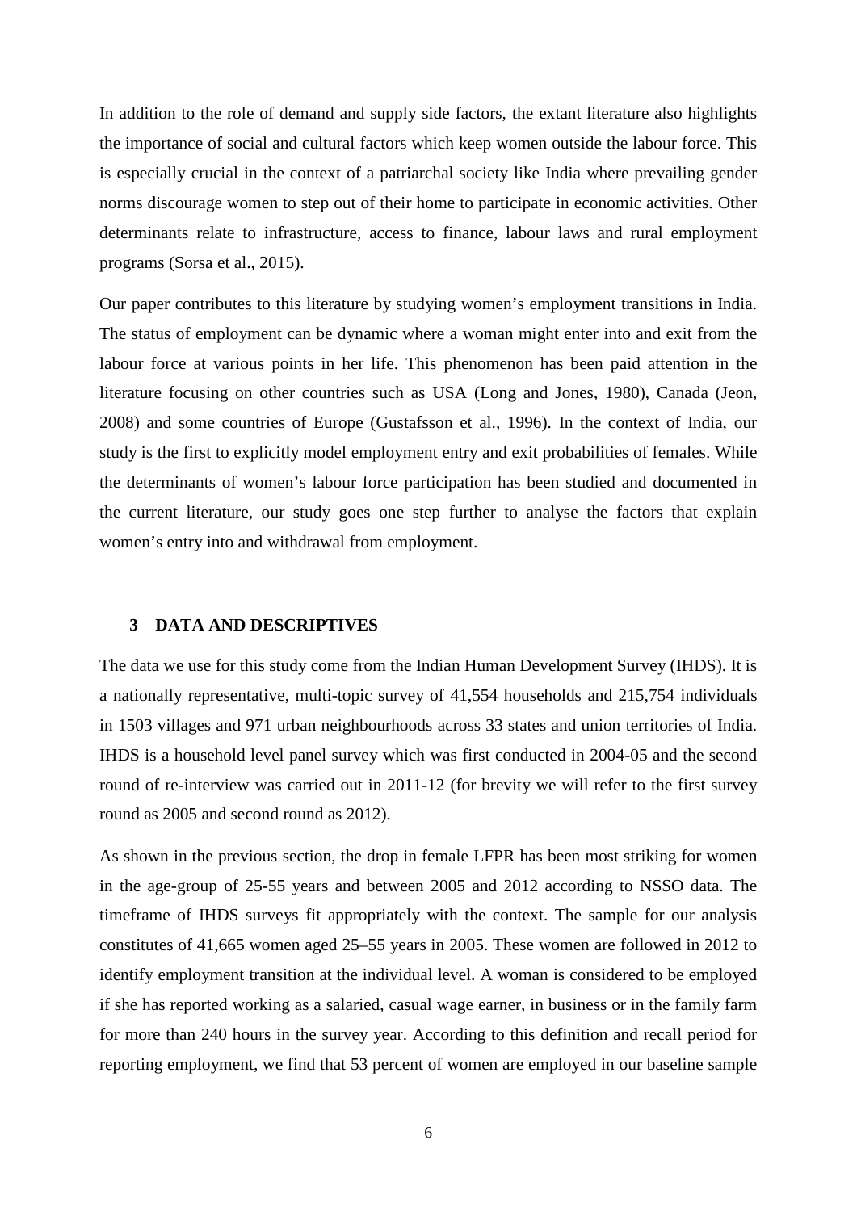In addition to the role of demand and supply side factors, the extant literature also highlights the importance of social and cultural factors which keep women outside the labour force. This is especially crucial in the context of a patriarchal society like India where prevailing gender norms discourage women to step out of their home to participate in economic activities. Other determinants relate to infrastructure, access to finance, labour laws and rural employment programs (Sorsa et al., 2015).

Our paper contributes to this literature by studying women's employment transitions in India. The status of employment can be dynamic where a woman might enter into and exit from the labour force at various points in her life. This phenomenon has been paid attention in the literature focusing on other countries such as USA (Long and Jones, 1980), Canada (Jeon, 2008) and some countries of Europe (Gustafsson et al., 1996). In the context of India, our study is the first to explicitly model employment entry and exit probabilities of females. While the determinants of women's labour force participation has been studied and documented in the current literature, our study goes one step further to analyse the factors that explain women's entry into and withdrawal from employment.

## 3 DATA AND DESCRIPTIVES

The data we use for this study come from the Indian Human Development Survey (IHDS). It is a nationally representative, multi-topic survey of 41,554 households and 215,754 individuals in 1503 villages and 971 urban neighbourhoods across 33 states and union territories of India. IHDS is a household level panel survey which was first conducted in 2004-05 and the second round of re-interview was carried out in 2011-12 (for brevity we will refer to the first survey round as 2005 and second round as 2012).

As shown in the previous section, the drop in female LFPR has been most striking for women in the age-group of 25-55 years and between 2005 and 2012 according to NSSO data. The timeframe of IHDS surveys fit appropriately with the context. The sample for our analysis constitutes of 41,665 women aged 25–55 years in 2005. These women are followed in 2012 to identify employment transition at the individual level. A woman is considered to be employed if she has reported working as a salaried, casual wage earner, in business or in the family farm for more than 240 hours in the survey year. According to this definition and recall period for reporting employment, we find that 53 percent of women are employed in our baseline sample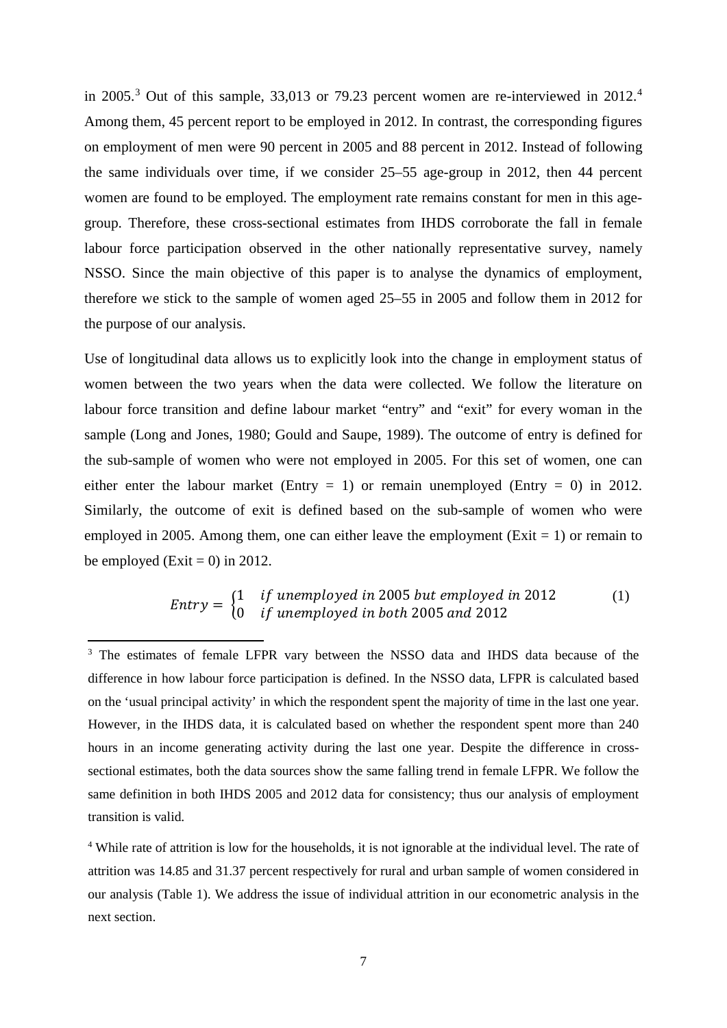in 2005.[3] Out of this sample, 33,013 or 79.23 percent women are re-interviewed in 2012.[4] Among them, 45 percent report to be employed in 2012. In contrast, the corresponding figures on employment of men were 90 percent in 2005 and 88 percent in 2012. Instead of following the same individuals over time, if we consider 25–55 age-group in 2012, then 44 percent women are found to be employed. The employment rate remains constant for men in this age-group. Therefore, these cross-sectional estimates from IHDS corroborate the fall in female labour force participation observed in the other nationally representative survey, namely NSSO. Since the main objective of this paper is to analyse the dynamics of employment, therefore we stick to the sample of women aged 25–55 in 2005 and follow them in 2012 for the purpose of our analysis.

Use of longitudinal data allows us to explicitly look into the change in employment status of women between the two years when the data were collected. We follow the literature on labour force transition and define labour market "entry" and "exit" for every woman in the sample (Long and Jones, 1980; Gould and Saupe, 1989). The outcome of entry is defined for the sub-sample of women who were not employed in 2005. For this set of women, one can either enter the labour market (Entry = 1) or remain unemployed (Entry = 0) in 2012. Similarly, the outcome of exit is defined based on the sub-sample of women who were employed in 2005. Among them, one can either leave the employment (Exit = 1) or remain to be employed (Exit = 0) in 2012.

$$Entry = \begin{cases} 1 & if\ unemployed\ in\ 2005\ but\ employed\ in\ 2012 \\ 0 & if\ unemployed\ in\ both\ 2005\ and\ 2012 \end{cases} \quad (1)$$

[3] The estimates of female LFPR vary between the NSSO data and IHDS data because of the difference in how labour force participation is defined. In the NSSO data, LFPR is calculated based on the 'usual principal activity' in which the respondent spent the majority of time in the last one year. However, in the IHDS data, it is calculated based on whether the respondent spent more than 240 hours in an income generating activity during the last one year. Despite the difference in cross-sectional estimates, both the data sources show the same falling trend in female LFPR. We follow the same definition in both IHDS 2005 and 2012 data for consistency; thus our analysis of employment transition is valid.

[4] While rate of attrition is low for the households, it is not ignorable at the individual level. The rate of attrition was 14.85 and 31.37 percent respectively for rural and urban sample of women considered in our analysis (Table 1). We address the issue of individual attrition in our econometric analysis in the next section.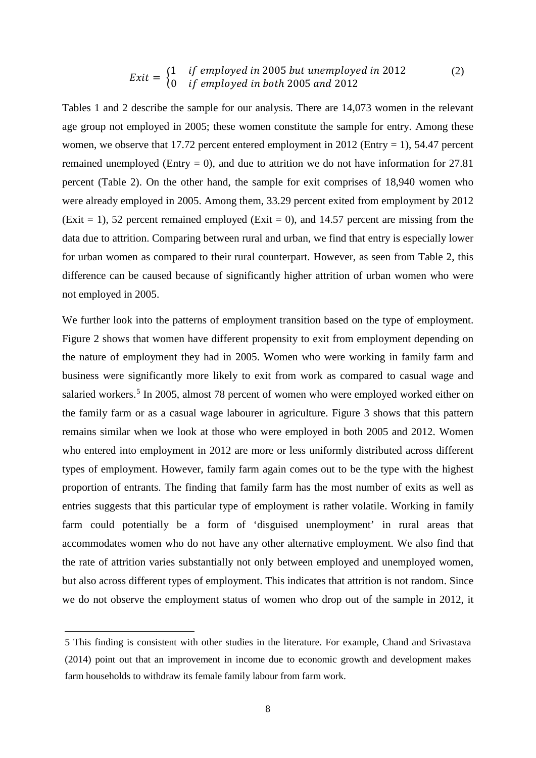$$Exit = \begin{cases} 1 & if\ employed\ in\ 2005\ but\ unemployed\ in\ 2012 \\ 0 & if\ employed\ in\ both\ 2005\ and\ 2012 \end{cases} \quad (2)$$

Tables 1 and 2 describe the sample for our analysis. There are 14,073 women in the relevant age group not employed in 2005; these women constitute the sample for entry. Among these women, we observe that 17.72 percent entered employment in 2012 (Entry = 1), 54.47 percent remained unemployed (Entry = 0), and due to attrition we do not have information for 27.81 percent (Table 2). On the other hand, the sample for exit comprises of 18,940 women who were already employed in 2005. Among them, 33.29 percent exited from employment by 2012 (Exit = 1), 52 percent remained employed (Exit = 0), and 14.57 percent are missing from the data due to attrition. Comparing between rural and urban, we find that entry is especially lower for urban women as compared to their rural counterpart. However, as seen from Table 2, this difference can be caused because of significantly higher attrition of urban women who were not employed in 2005.

We further look into the patterns of employment transition based on the type of employment. Figure 2 shows that women have different propensity to exit from employment depending on the nature of employment they had in 2005. Women who were working in family farm and business were significantly more likely to exit from work as compared to casual wage and salaried workers.[5] In 2005, almost 78 percent of women who were employed worked either on the family farm or as a casual wage labourer in agriculture. Figure 3 shows that this pattern remains similar when we look at those who were employed in both 2005 and 2012. Women who entered into employment in 2012 are more or less uniformly distributed across different types of employment. However, family farm again comes out to be the type with the highest proportion of entrants. The finding that family farm has the most number of exits as well as entries suggests that this particular type of employment is rather volatile. Working in family farm could potentially be a form of 'disguised unemployment' in rural areas that accommodates women who do not have any other alternative employment. We also find that the rate of attrition varies substantially not only between employed and unemployed women, but also across different types of employment. This indicates that attrition is not random. Since we do not observe the employment status of women who drop out of the sample in 2012, it

5 This finding is consistent with other studies in the literature. For example, Chand and Srivastava (2014) point out that an improvement in income due to economic growth and development makes farm households to withdraw its female family labour from farm work.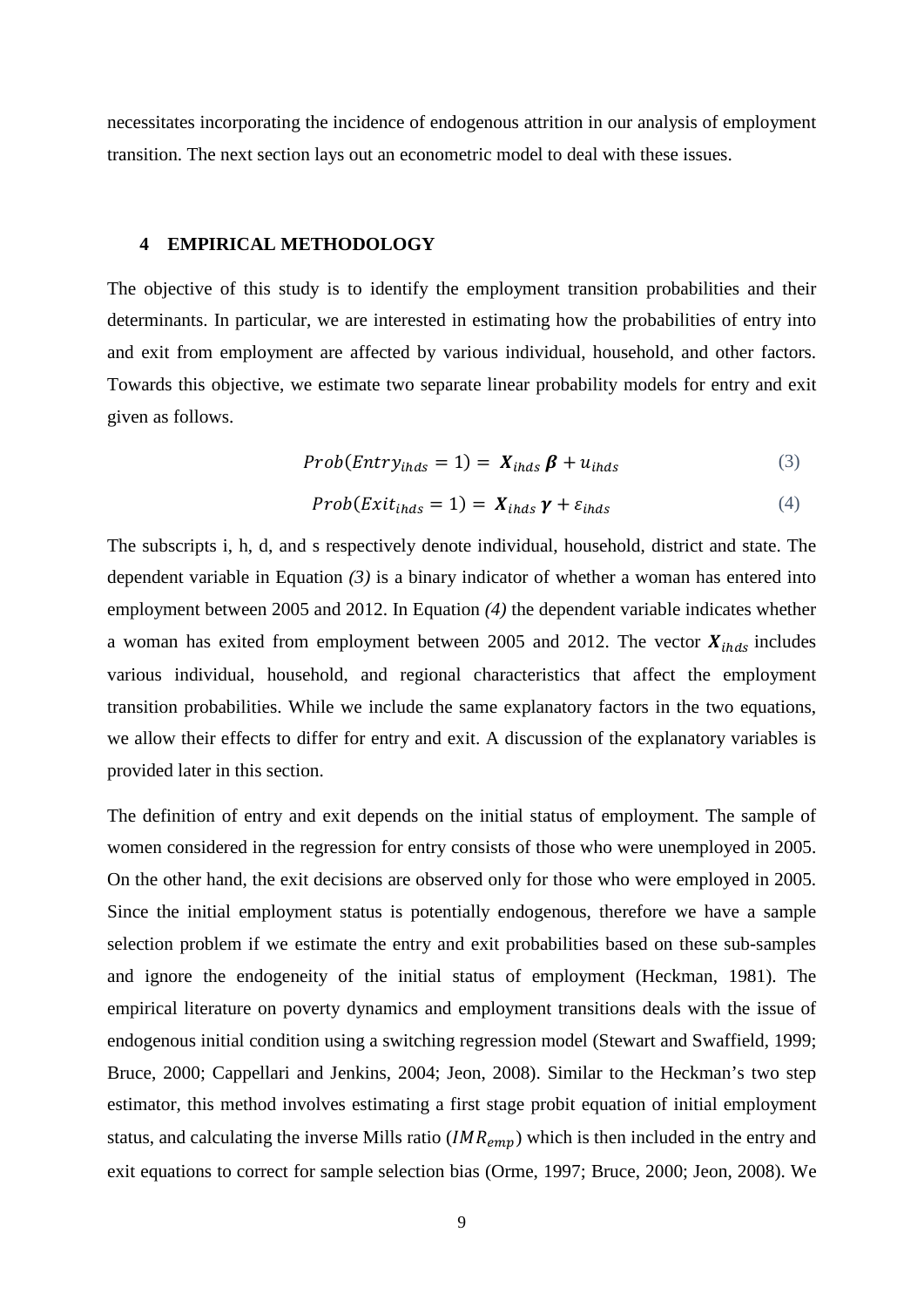necessitates incorporating the incidence of endogenous attrition in our analysis of employment transition. The next section lays out an econometric model to deal with these issues.

## 4 EMPIRICAL METHODOLOGY

The objective of this study is to identify the employment transition probabilities and their determinants. In particular, we are interested in estimating how the probabilities of entry into and exit from employment are affected by various individual, household, and other factors. Towards this objective, we estimate two separate linear probability models for entry and exit given as follows.

$$Prob(Entry_{ihds} = 1) = \boldsymbol{X}_{ihds}\,\boldsymbol{\beta} + u_{ihds} \tag{3}$$

$$Prob(Exit_{ihds} = 1) = \boldsymbol{X}_{ihds}\,\boldsymbol{\gamma} + \varepsilon_{ihds} \tag{4}$$

The subscripts i, h, d, and s respectively denote individual, household, district and state. The dependent variable in Equation *(3)* is a binary indicator of whether a woman has entered into employment between 2005 and 2012. In Equation *(4)* the dependent variable indicates whether a woman has exited from employment between 2005 and 2012. The vector $\boldsymbol{X}_{ihds}$ includes various individual, household, and regional characteristics that affect the employment transition probabilities. While we include the same explanatory factors in the two equations, we allow their effects to differ for entry and exit. A discussion of the explanatory variables is provided later in this section.

The definition of entry and exit depends on the initial status of employment. The sample of women considered in the regression for entry consists of those who were unemployed in 2005. On the other hand, the exit decisions are observed only for those who were employed in 2005. Since the initial employment status is potentially endogenous, therefore we have a sample selection problem if we estimate the entry and exit probabilities based on these sub-samples and ignore the endogeneity of the initial status of employment (Heckman, 1981). The empirical literature on poverty dynamics and employment transitions deals with the issue of endogenous initial condition using a switching regression model (Stewart and Swaffield, 1999; Bruce, 2000; Cappellari and Jenkins, 2004; Jeon, 2008). Similar to the Heckman's two step estimator, this method involves estimating a first stage probit equation of initial employment status, and calculating the inverse Mills ratio ($IMR_{emp}$) which is then included in the entry and exit equations to correct for sample selection bias (Orme, 1997; Bruce, 2000; Jeon, 2008). We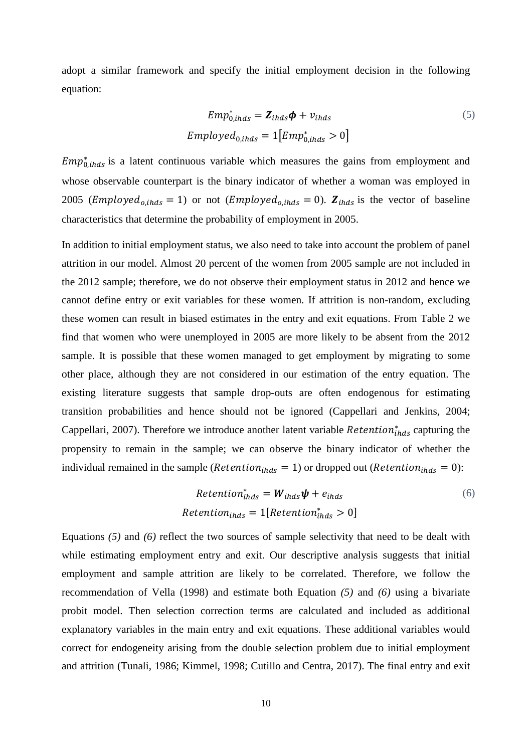adopt a similar framework and specify the initial employment decision in the following equation:

$$Emp^*_{0,ihds} = \boldsymbol{Z}_{ihds}\boldsymbol{\phi} + v_{ihds} \tag{5}$$
$$Employed_{0,ihds} = 1\left[Emp^*_{0,ihds} > 0\right]$$

$Emp^*_{0,ihds}$ is a latent continuous variable which measures the gains from employment and whose observable counterpart is the binary indicator of whether a woman was employed in 2005 ($Employed_{o,ihds} = 1$) or not ($Employed_{o,ihds} = 0$). $\boldsymbol{Z}_{ihds}$ is the vector of baseline characteristics that determine the probability of employment in 2005.

In addition to initial employment status, we also need to take into account the problem of panel attrition in our model. Almost 20 percent of the women from 2005 sample are not included in the 2012 sample; therefore, we do not observe their employment status in 2012 and hence we cannot define entry or exit variables for these women. If attrition is non-random, excluding these women can result in biased estimates in the entry and exit equations. From Table 2 we find that women who were unemployed in 2005 are more likely to be absent from the 2012 sample. It is possible that these women managed to get employment by migrating to some other place, although they are not considered in our estimation of the entry equation. The existing literature suggests that sample drop-outs are often endogenous for estimating transition probabilities and hence should not be ignored (Cappellari and Jenkins, 2004; Cappellari, 2007). Therefore we introduce another latent variable $Retention^*_{ihds}$ capturing the propensity to remain in the sample; we can observe the binary indicator of whether the individual remained in the sample ($Retention_{ihds} = 1$) or dropped out ($Retention_{ihds} = 0$):

$$Retention^*_{ihds} = \boldsymbol{W}_{ihds}\boldsymbol{\psi} + e_{ihds} \tag{6}$$
$$Retention_{ihds} = 1[Retention^*_{ihds} > 0]$$

Equations *(5)* and *(6)* reflect the two sources of sample selectivity that need to be dealt with while estimating employment entry and exit. Our descriptive analysis suggests that initial employment and sample attrition are likely to be correlated. Therefore, we follow the recommendation of Vella (1998) and estimate both Equation *(5)* and *(6)* using a bivariate probit model. Then selection correction terms are calculated and included as additional explanatory variables in the main entry and exit equations. These additional variables would correct for endogeneity arising from the double selection problem due to initial employment and attrition (Tunali, 1986; Kimmel, 1998; Cutillo and Centra, 2017). The final entry and exit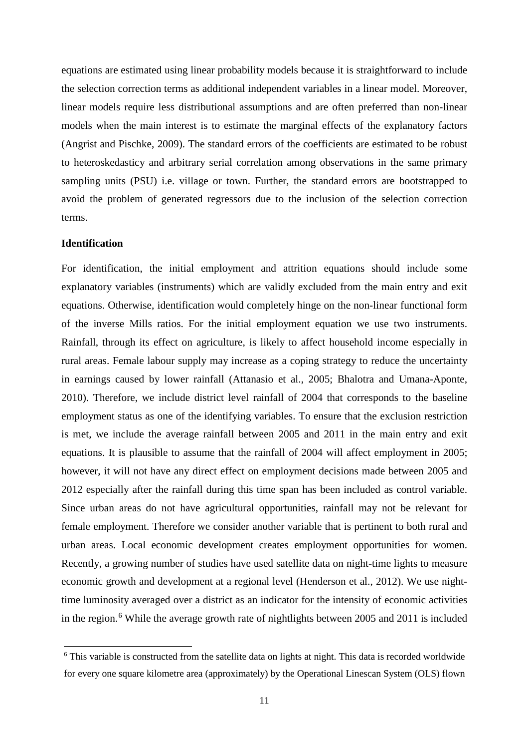equations are estimated using linear probability models because it is straightforward to include the selection correction terms as additional independent variables in a linear model. Moreover, linear models require less distributional assumptions and are often preferred than non-linear models when the main interest is to estimate the marginal effects of the explanatory factors (Angrist and Pischke, 2009). The standard errors of the coefficients are estimated to be robust to heteroskedasticy and arbitrary serial correlation among observations in the same primary sampling units (PSU) i.e. village or town. Further, the standard errors are bootstrapped to avoid the problem of generated regressors due to the inclusion of the selection correction terms.

### Identification

For identification, the initial employment and attrition equations should include some explanatory variables (instruments) which are validly excluded from the main entry and exit equations. Otherwise, identification would completely hinge on the non-linear functional form of the inverse Mills ratios. For the initial employment equation we use two instruments. Rainfall, through its effect on agriculture, is likely to affect household income especially in rural areas. Female labour supply may increase as a coping strategy to reduce the uncertainty in earnings caused by lower rainfall (Attanasio et al., 2005; Bhalotra and Umana-Aponte, 2010). Therefore, we include district level rainfall of 2004 that corresponds to the baseline employment status as one of the identifying variables. To ensure that the exclusion restriction is met, we include the average rainfall between 2005 and 2011 in the main entry and exit equations. It is plausible to assume that the rainfall of 2004 will affect employment in 2005; however, it will not have any direct effect on employment decisions made between 2005 and 2012 especially after the rainfall during this time span has been included as control variable. Since urban areas do not have agricultural opportunities, rainfall may not be relevant for female employment. Therefore we consider another variable that is pertinent to both rural and urban areas. Local economic development creates employment opportunities for women. Recently, a growing number of studies have used satellite data on night-time lights to measure economic growth and development at a regional level (Henderson et al., 2012). We use night-time luminosity averaged over a district as an indicator for the intensity of economic activities in the region.[6] While the average growth rate of nightlights between 2005 and 2011 is included

[6] This variable is constructed from the satellite data on lights at night. This data is recorded worldwide for every one square kilometre area (approximately) by the Operational Linescan System (OLS) flown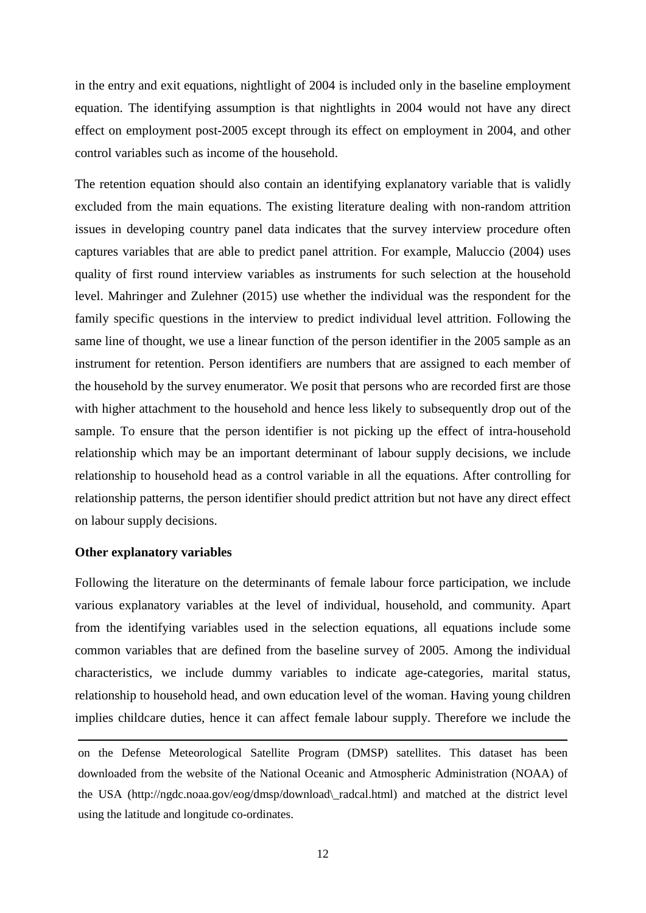in the entry and exit equations, nightlight of 2004 is included only in the baseline employment equation. The identifying assumption is that nightlights in 2004 would not have any direct effect on employment post-2005 except through its effect on employment in 2004, and other control variables such as income of the household.

The retention equation should also contain an identifying explanatory variable that is validly excluded from the main equations. The existing literature dealing with non-random attrition issues in developing country panel data indicates that the survey interview procedure often captures variables that are able to predict panel attrition. For example, Maluccio (2004) uses quality of first round interview variables as instruments for such selection at the household level. Mahringer and Zulehner (2015) use whether the individual was the respondent for the family specific questions in the interview to predict individual level attrition. Following the same line of thought, we use a linear function of the person identifier in the 2005 sample as an instrument for retention. Person identifiers are numbers that are assigned to each member of the household by the survey enumerator. We posit that persons who are recorded first are those with higher attachment to the household and hence less likely to subsequently drop out of the sample. To ensure that the person identifier is not picking up the effect of intra-household relationship which may be an important determinant of labour supply decisions, we include relationship to household head as a control variable in all the equations. After controlling for relationship patterns, the person identifier should predict attrition but not have any direct effect on labour supply decisions.

**Other explanatory variables**

Following the literature on the determinants of female labour force participation, we include various explanatory variables at the level of individual, household, and community. Apart from the identifying variables used in the selection equations, all equations include some common variables that are defined from the baseline survey of 2005. Among the individual characteristics, we include dummy variables to indicate age-categories, marital status, relationship to household head, and own education level of the woman. Having young children implies childcare duties, hence it can affect female labour supply. Therefore we include the

---

on the Defense Meteorological Satellite Program (DMSP) satellites. This dataset has been downloaded from the website of the National Oceanic and Atmospheric Administration (NOAA) of the USA (http://ngdc.noaa.gov/eog/dmsp/download\_radcal.html) and matched at the district level using the latitude and longitude co-ordinates.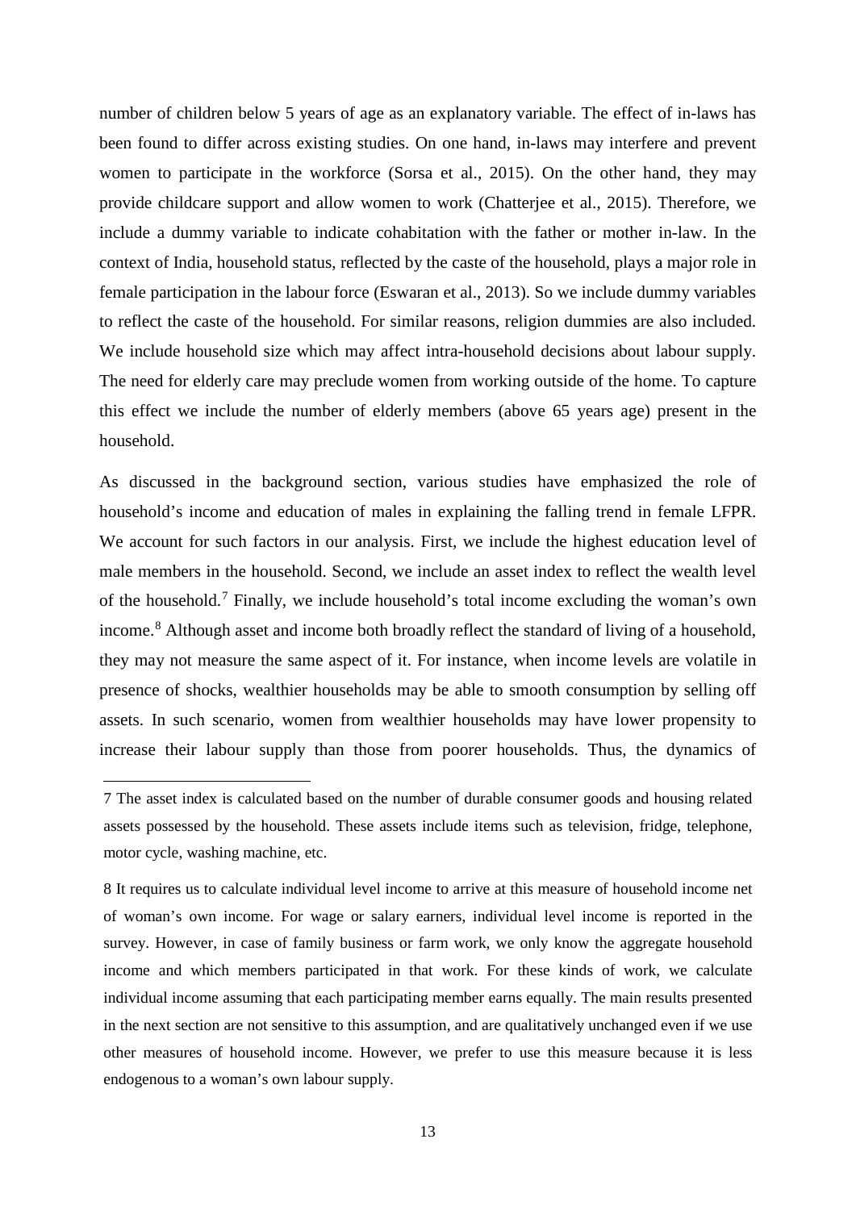number of children below 5 years of age as an explanatory variable. The effect of in-laws has been found to differ across existing studies. On one hand, in-laws may interfere and prevent women to participate in the workforce (Sorsa et al., 2015). On the other hand, they may provide childcare support and allow women to work (Chatterjee et al., 2015). Therefore, we include a dummy variable to indicate cohabitation with the father or mother in-law. In the context of India, household status, reflected by the caste of the household, plays a major role in female participation in the labour force (Eswaran et al., 2013). So we include dummy variables to reflect the caste of the household. For similar reasons, religion dummies are also included. We include household size which may affect intra-household decisions about labour supply. The need for elderly care may preclude women from working outside of the home. To capture this effect we include the number of elderly members (above 65 years age) present in the household.

As discussed in the background section, various studies have emphasized the role of household's income and education of males in explaining the falling trend in female LFPR. We account for such factors in our analysis. First, we include the highest education level of male members in the household. Second, we include an asset index to reflect the wealth level of the household.[7] Finally, we include household's total income excluding the woman's own income.[8] Although asset and income both broadly reflect the standard of living of a household, they may not measure the same aspect of it. For instance, when income levels are volatile in presence of shocks, wealthier households may be able to smooth consumption by selling off assets. In such scenario, women from wealthier households may have lower propensity to increase their labour supply than those from poorer households. Thus, the dynamics of

7 The asset index is calculated based on the number of durable consumer goods and housing related assets possessed by the household. These assets include items such as television, fridge, telephone, motor cycle, washing machine, etc.

8 It requires us to calculate individual level income to arrive at this measure of household income net of woman's own income. For wage or salary earners, individual level income is reported in the survey. However, in case of family business or farm work, we only know the aggregate household income and which members participated in that work. For these kinds of work, we calculate individual income assuming that each participating member earns equally. The main results presented in the next section are not sensitive to this assumption, and are qualitatively unchanged even if we use other measures of household income. However, we prefer to use this measure because it is less endogenous to a woman's own labour supply.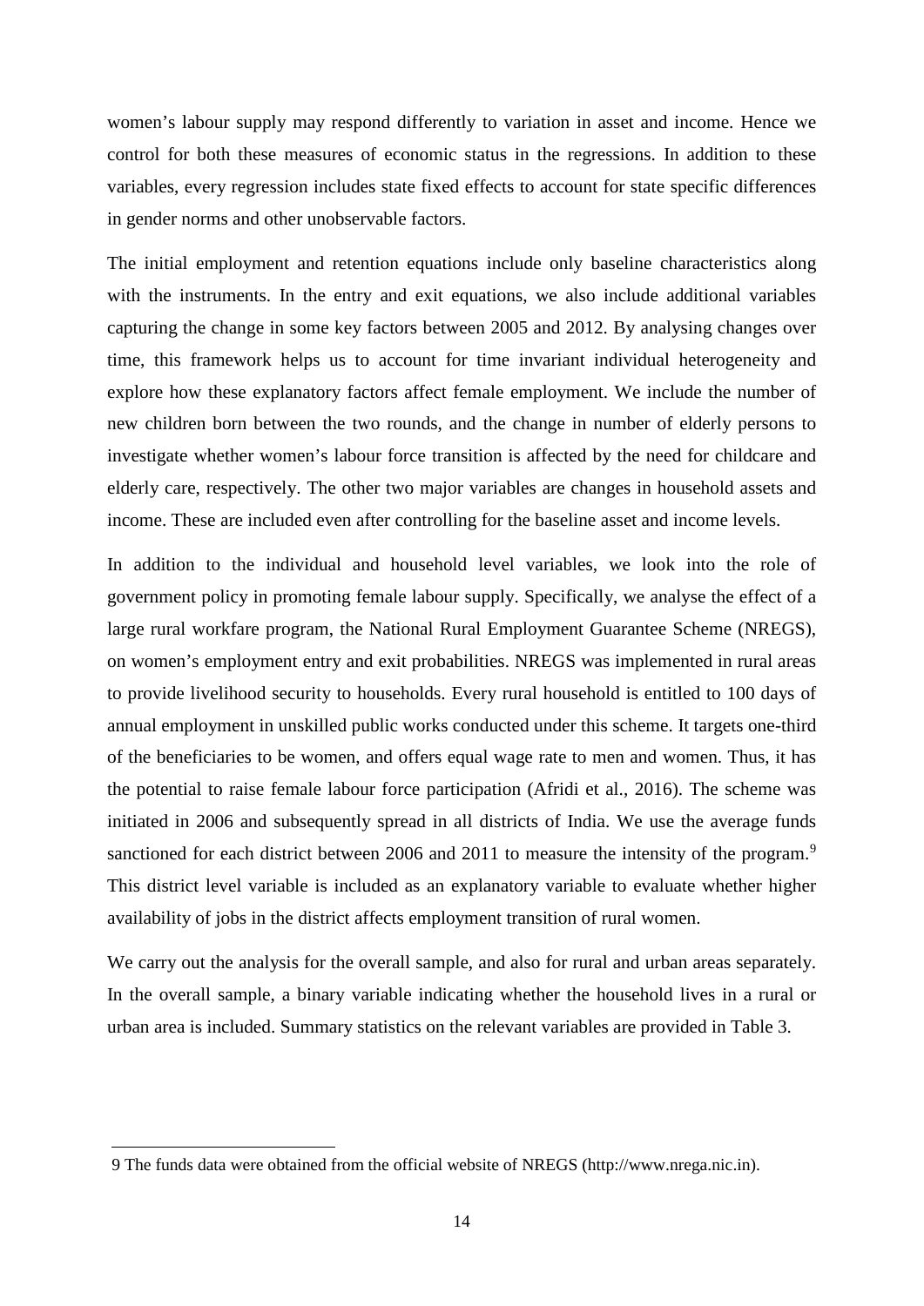women's labour supply may respond differently to variation in asset and income. Hence we control for both these measures of economic status in the regressions. In addition to these variables, every regression includes state fixed effects to account for state specific differences in gender norms and other unobservable factors.

The initial employment and retention equations include only baseline characteristics along with the instruments. In the entry and exit equations, we also include additional variables capturing the change in some key factors between 2005 and 2012. By analysing changes over time, this framework helps us to account for time invariant individual heterogeneity and explore how these explanatory factors affect female employment. We include the number of new children born between the two rounds, and the change in number of elderly persons to investigate whether women's labour force transition is affected by the need for childcare and elderly care, respectively. The other two major variables are changes in household assets and income. These are included even after controlling for the baseline asset and income levels.

In addition to the individual and household level variables, we look into the role of government policy in promoting female labour supply. Specifically, we analyse the effect of a large rural workfare program, the National Rural Employment Guarantee Scheme (NREGS), on women's employment entry and exit probabilities. NREGS was implemented in rural areas to provide livelihood security to households. Every rural household is entitled to 100 days of annual employment in unskilled public works conducted under this scheme. It targets one-third of the beneficiaries to be women, and offers equal wage rate to men and women. Thus, it has the potential to raise female labour force participation (Afridi et al., 2016). The scheme was initiated in 2006 and subsequently spread in all districts of India. We use the average funds sanctioned for each district between 2006 and 2011 to measure the intensity of the program.[9] This district level variable is included as an explanatory variable to evaluate whether higher availability of jobs in the district affects employment transition of rural women.

We carry out the analysis for the overall sample, and also for rural and urban areas separately. In the overall sample, a binary variable indicating whether the household lives in a rural or urban area is included. Summary statistics on the relevant variables are provided in Table 3.

9 The funds data were obtained from the official website of NREGS (http://www.nrega.nic.in).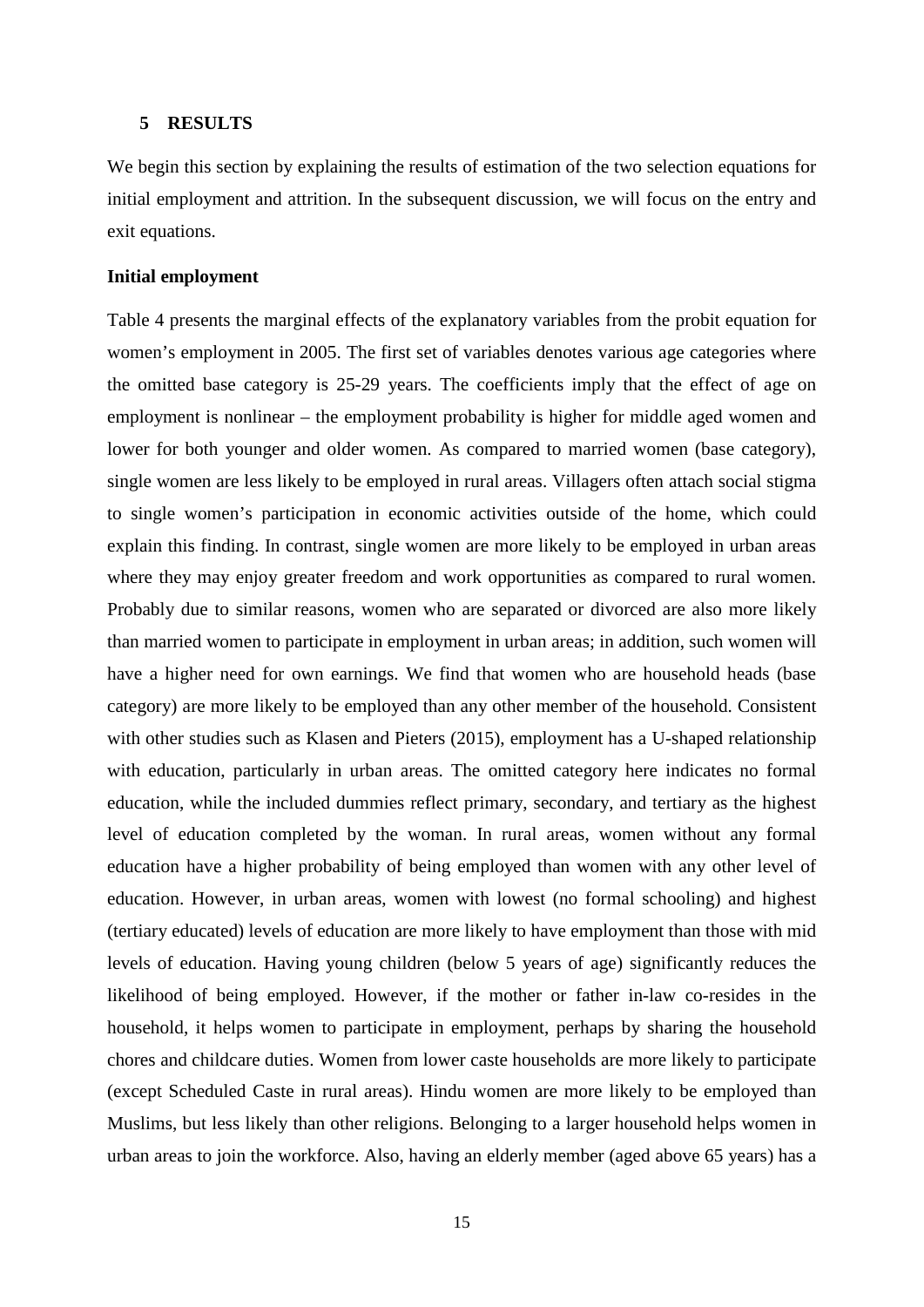## 5 RESULTS

We begin this section by explaining the results of estimation of the two selection equations for initial employment and attrition. In the subsequent discussion, we will focus on the entry and exit equations.

### Initial employment

Table 4 presents the marginal effects of the explanatory variables from the probit equation for women's employment in 2005. The first set of variables denotes various age categories where the omitted base category is 25-29 years. The coefficients imply that the effect of age on employment is nonlinear – the employment probability is higher for middle aged women and lower for both younger and older women. As compared to married women (base category), single women are less likely to be employed in rural areas. Villagers often attach social stigma to single women's participation in economic activities outside of the home, which could explain this finding. In contrast, single women are more likely to be employed in urban areas where they may enjoy greater freedom and work opportunities as compared to rural women. Probably due to similar reasons, women who are separated or divorced are also more likely than married women to participate in employment in urban areas; in addition, such women will have a higher need for own earnings. We find that women who are household heads (base category) are more likely to be employed than any other member of the household. Consistent with other studies such as Klasen and Pieters (2015), employment has a U-shaped relationship with education, particularly in urban areas. The omitted category here indicates no formal education, while the included dummies reflect primary, secondary, and tertiary as the highest level of education completed by the woman. In rural areas, women without any formal education have a higher probability of being employed than women with any other level of education. However, in urban areas, women with lowest (no formal schooling) and highest (tertiary educated) levels of education are more likely to have employment than those with mid levels of education. Having young children (below 5 years of age) significantly reduces the likelihood of being employed. However, if the mother or father in-law co-resides in the household, it helps women to participate in employment, perhaps by sharing the household chores and childcare duties. Women from lower caste households are more likely to participate (except Scheduled Caste in rural areas). Hindu women are more likely to be employed than Muslims, but less likely than other religions. Belonging to a larger household helps women in urban areas to join the workforce. Also, having an elderly member (aged above 65 years) has a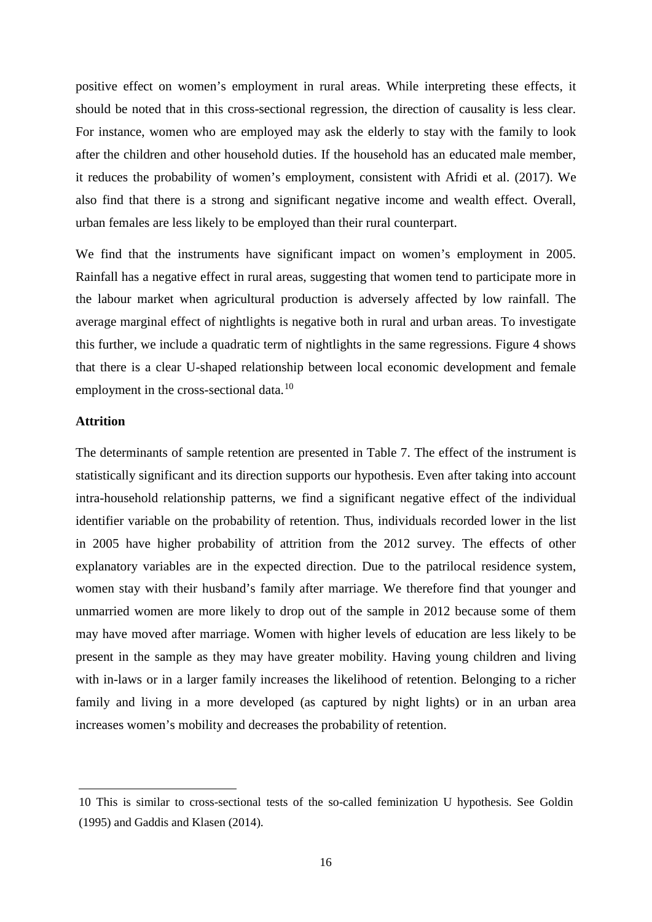positive effect on women's employment in rural areas. While interpreting these effects, it should be noted that in this cross-sectional regression, the direction of causality is less clear. For instance, women who are employed may ask the elderly to stay with the family to look after the children and other household duties. If the household has an educated male member, it reduces the probability of women's employment, consistent with Afridi et al. (2017). We also find that there is a strong and significant negative income and wealth effect. Overall, urban females are less likely to be employed than their rural counterpart.

We find that the instruments have significant impact on women's employment in 2005. Rainfall has a negative effect in rural areas, suggesting that women tend to participate more in the labour market when agricultural production is adversely affected by low rainfall. The average marginal effect of nightlights is negative both in rural and urban areas. To investigate this further, we include a quadratic term of nightlights in the same regressions. Figure 4 shows that there is a clear U-shaped relationship between local economic development and female employment in the cross-sectional data.[10]

**Attrition**

The determinants of sample retention are presented in Table 7. The effect of the instrument is statistically significant and its direction supports our hypothesis. Even after taking into account intra-household relationship patterns, we find a significant negative effect of the individual identifier variable on the probability of retention. Thus, individuals recorded lower in the list in 2005 have higher probability of attrition from the 2012 survey. The effects of other explanatory variables are in the expected direction. Due to the patrilocal residence system, women stay with their husband's family after marriage. We therefore find that younger and unmarried women are more likely to drop out of the sample in 2012 because some of them may have moved after marriage. Women with higher levels of education are less likely to be present in the sample as they may have greater mobility. Having young children and living with in-laws or in a larger family increases the likelihood of retention. Belonging to a richer family and living in a more developed (as captured by night lights) or in an urban area increases women's mobility and decreases the probability of retention.

---

10 This is similar to cross-sectional tests of the so-called feminization U hypothesis. See Goldin (1995) and Gaddis and Klasen (2014).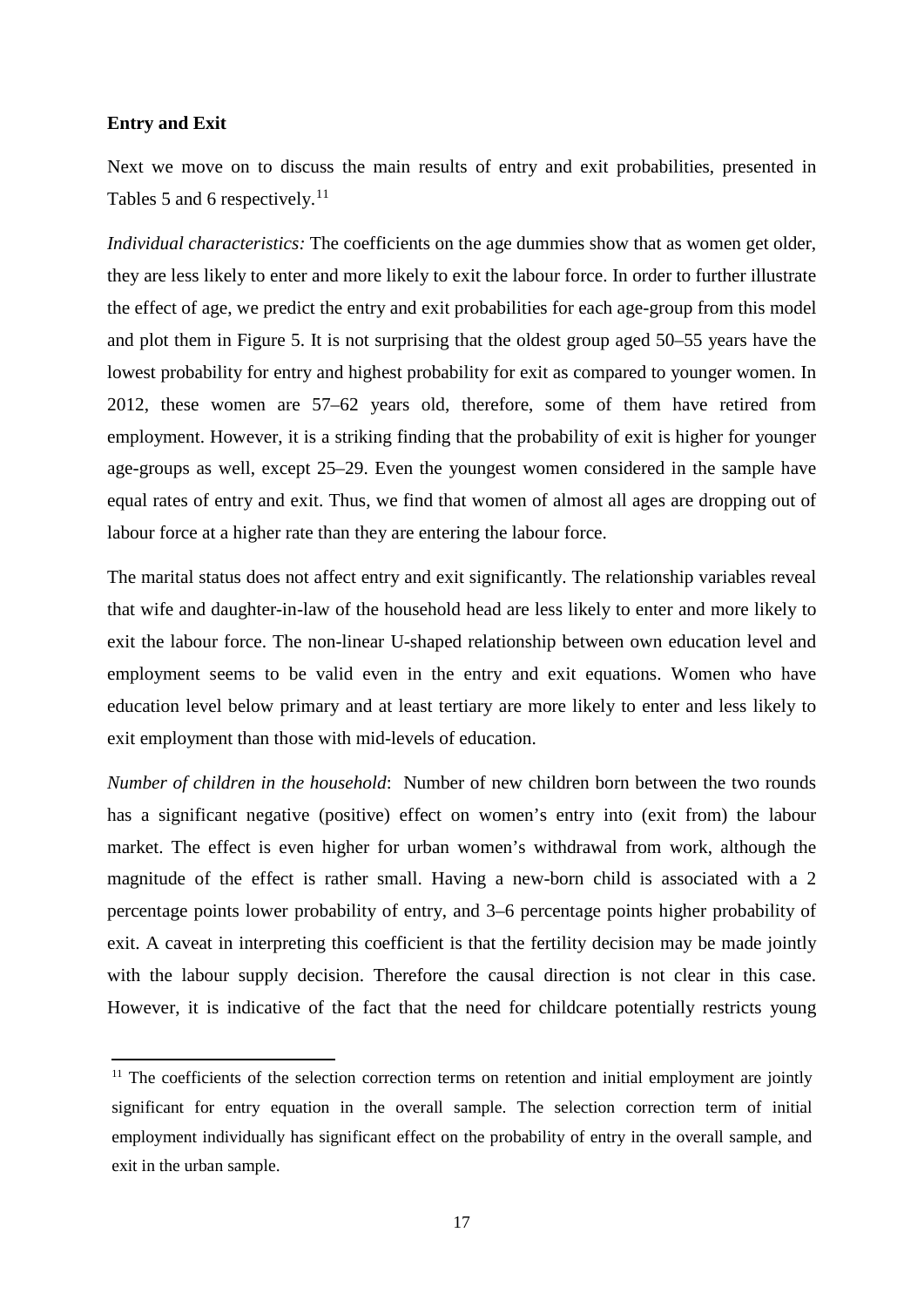**Entry and Exit**

Next we move on to discuss the main results of entry and exit probabilities, presented in Tables 5 and 6 respectively.[11]

*Individual characteristics:* The coefficients on the age dummies show that as women get older, they are less likely to enter and more likely to exit the labour force. In order to further illustrate the effect of age, we predict the entry and exit probabilities for each age-group from this model and plot them in Figure 5. It is not surprising that the oldest group aged 50–55 years have the lowest probability for entry and highest probability for exit as compared to younger women. In 2012, these women are 57–62 years old, therefore, some of them have retired from employment. However, it is a striking finding that the probability of exit is higher for younger age-groups as well, except 25–29. Even the youngest women considered in the sample have equal rates of entry and exit. Thus, we find that women of almost all ages are dropping out of labour force at a higher rate than they are entering the labour force.

The marital status does not affect entry and exit significantly. The relationship variables reveal that wife and daughter-in-law of the household head are less likely to enter and more likely to exit the labour force. The non-linear U-shaped relationship between own education level and employment seems to be valid even in the entry and exit equations. Women who have education level below primary and at least tertiary are more likely to enter and less likely to exit employment than those with mid-levels of education.

*Number of children in the household*: Number of new children born between the two rounds has a significant negative (positive) effect on women's entry into (exit from) the labour market. The effect is even higher for urban women's withdrawal from work, although the magnitude of the effect is rather small. Having a new-born child is associated with a 2 percentage points lower probability of entry, and 3–6 percentage points higher probability of exit. A caveat in interpreting this coefficient is that the fertility decision may be made jointly with the labour supply decision. Therefore the causal direction is not clear in this case. However, it is indicative of the fact that the need for childcare potentially restricts young

[11] The coefficients of the selection correction terms on retention and initial employment are jointly significant for entry equation in the overall sample. The selection correction term of initial employment individually has significant effect on the probability of entry in the overall sample, and exit in the urban sample.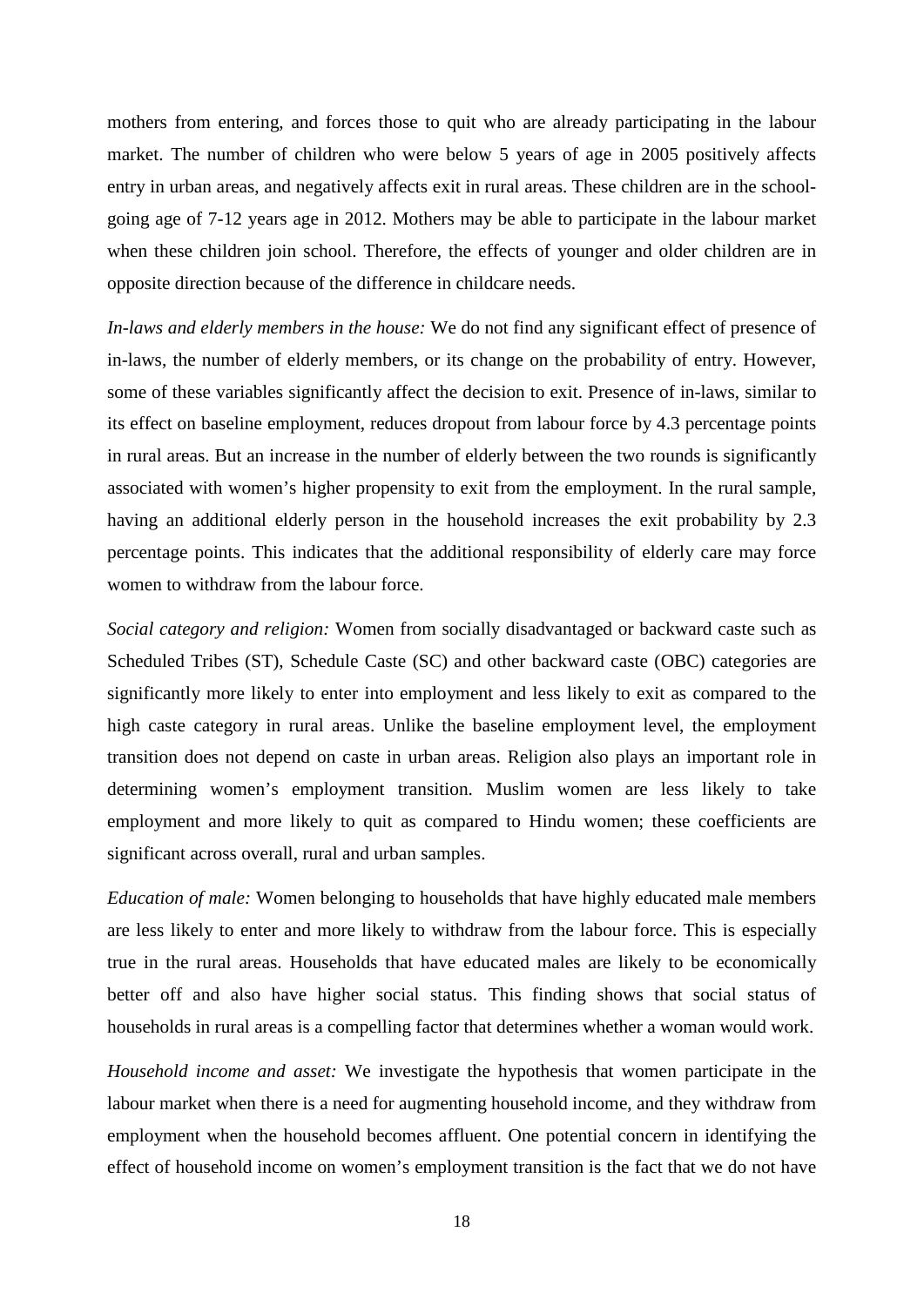mothers from entering, and forces those to quit who are already participating in the labour market. The number of children who were below 5 years of age in 2005 positively affects entry in urban areas, and negatively affects exit in rural areas. These children are in the school-going age of 7-12 years age in 2012. Mothers may be able to participate in the labour market when these children join school. Therefore, the effects of younger and older children are in opposite direction because of the difference in childcare needs.

*In-laws and elderly members in the house:* We do not find any significant effect of presence of in-laws, the number of elderly members, or its change on the probability of entry. However, some of these variables significantly affect the decision to exit. Presence of in-laws, similar to its effect on baseline employment, reduces dropout from labour force by 4.3 percentage points in rural areas. But an increase in the number of elderly between the two rounds is significantly associated with women's higher propensity to exit from the employment. In the rural sample, having an additional elderly person in the household increases the exit probability by 2.3 percentage points. This indicates that the additional responsibility of elderly care may force women to withdraw from the labour force.

*Social category and religion:* Women from socially disadvantaged or backward caste such as Scheduled Tribes (ST), Schedule Caste (SC) and other backward caste (OBC) categories are significantly more likely to enter into employment and less likely to exit as compared to the high caste category in rural areas. Unlike the baseline employment level, the employment transition does not depend on caste in urban areas. Religion also plays an important role in determining women's employment transition. Muslim women are less likely to take employment and more likely to quit as compared to Hindu women; these coefficients are significant across overall, rural and urban samples.

*Education of male:* Women belonging to households that have highly educated male members are less likely to enter and more likely to withdraw from the labour force. This is especially true in the rural areas. Households that have educated males are likely to be economically better off and also have higher social status. This finding shows that social status of households in rural areas is a compelling factor that determines whether a woman would work.

*Household income and asset:* We investigate the hypothesis that women participate in the labour market when there is a need for augmenting household income, and they withdraw from employment when the household becomes affluent. One potential concern in identifying the effect of household income on women's employment transition is the fact that we do not have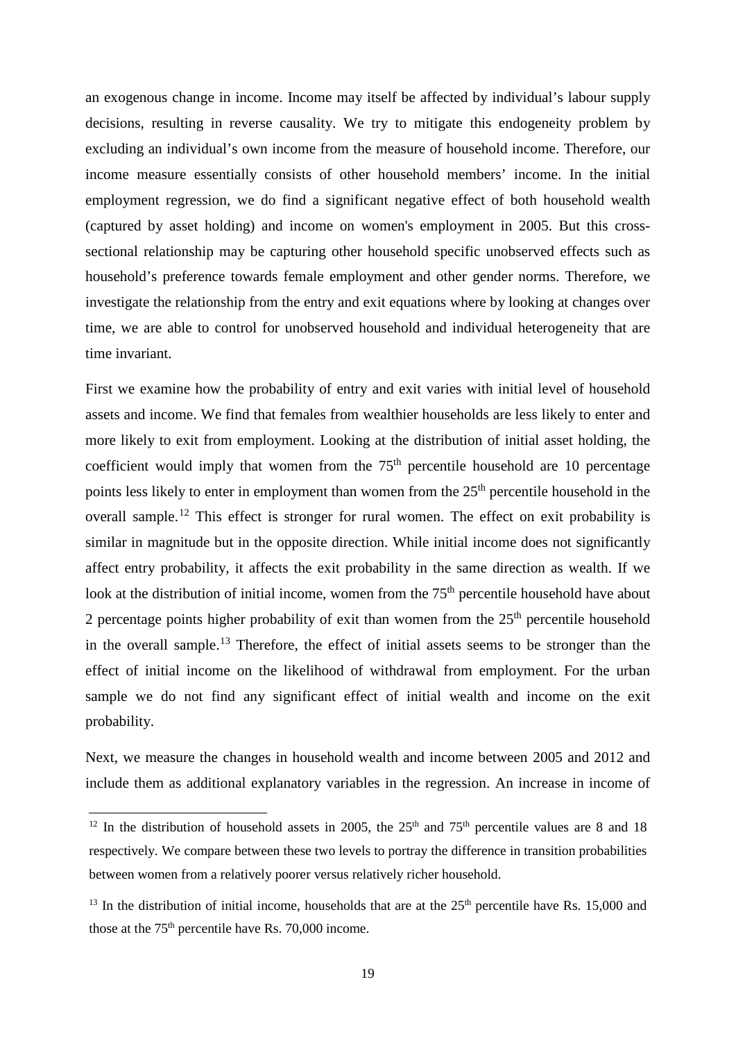an exogenous change in income. Income may itself be affected by individual's labour supply decisions, resulting in reverse causality. We try to mitigate this endogeneity problem by excluding an individual's own income from the measure of household income. Therefore, our income measure essentially consists of other household members' income. In the initial employment regression, we do find a significant negative effect of both household wealth (captured by asset holding) and income on women's employment in 2005. But this cross-sectional relationship may be capturing other household specific unobserved effects such as household's preference towards female employment and other gender norms. Therefore, we investigate the relationship from the entry and exit equations where by looking at changes over time, we are able to control for unobserved household and individual heterogeneity that are time invariant.

First we examine how the probability of entry and exit varies with initial level of household assets and income. We find that females from wealthier households are less likely to enter and more likely to exit from employment. Looking at the distribution of initial asset holding, the coefficient would imply that women from the 75th percentile household are 10 percentage points less likely to enter in employment than women from the 25th percentile household in the overall sample.[12] This effect is stronger for rural women. The effect on exit probability is similar in magnitude but in the opposite direction. While initial income does not significantly affect entry probability, it affects the exit probability in the same direction as wealth. If we look at the distribution of initial income, women from the 75th percentile household have about 2 percentage points higher probability of exit than women from the 25th percentile household in the overall sample.[13] Therefore, the effect of initial assets seems to be stronger than the effect of initial income on the likelihood of withdrawal from employment. For the urban sample we do not find any significant effect of initial wealth and income on the exit probability.

Next, we measure the changes in household wealth and income between 2005 and 2012 and include them as additional explanatory variables in the regression. An increase in income of

---

[12] In the distribution of household assets in 2005, the 25th and 75th percentile values are 8 and 18 respectively. We compare between these two levels to portray the difference in transition probabilities between women from a relatively poorer versus relatively richer household.

[13] In the distribution of initial income, households that are at the 25th percentile have Rs. 15,000 and those at the 75th percentile have Rs. 70,000 income.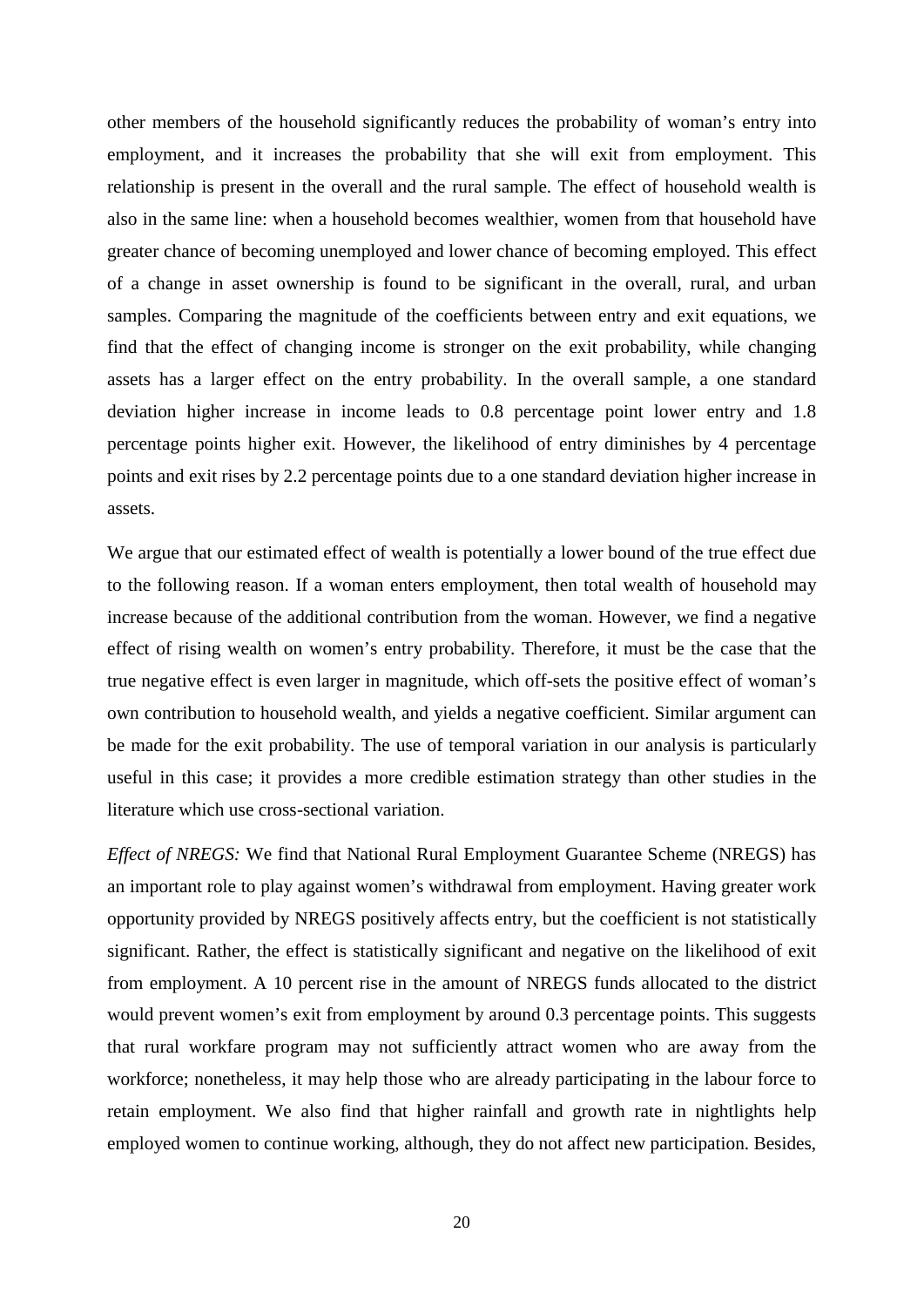other members of the household significantly reduces the probability of woman's entry into employment, and it increases the probability that she will exit from employment. This relationship is present in the overall and the rural sample. The effect of household wealth is also in the same line: when a household becomes wealthier, women from that household have greater chance of becoming unemployed and lower chance of becoming employed. This effect of a change in asset ownership is found to be significant in the overall, rural, and urban samples. Comparing the magnitude of the coefficients between entry and exit equations, we find that the effect of changing income is stronger on the exit probability, while changing assets has a larger effect on the entry probability. In the overall sample, a one standard deviation higher increase in income leads to 0.8 percentage point lower entry and 1.8 percentage points higher exit. However, the likelihood of entry diminishes by 4 percentage points and exit rises by 2.2 percentage points due to a one standard deviation higher increase in assets.

We argue that our estimated effect of wealth is potentially a lower bound of the true effect due to the following reason. If a woman enters employment, then total wealth of household may increase because of the additional contribution from the woman. However, we find a negative effect of rising wealth on women's entry probability. Therefore, it must be the case that the true negative effect is even larger in magnitude, which off-sets the positive effect of woman's own contribution to household wealth, and yields a negative coefficient. Similar argument can be made for the exit probability. The use of temporal variation in our analysis is particularly useful in this case; it provides a more credible estimation strategy than other studies in the literature which use cross-sectional variation.

*Effect of NREGS:* We find that National Rural Employment Guarantee Scheme (NREGS) has an important role to play against women's withdrawal from employment. Having greater work opportunity provided by NREGS positively affects entry, but the coefficient is not statistically significant. Rather, the effect is statistically significant and negative on the likelihood of exit from employment. A 10 percent rise in the amount of NREGS funds allocated to the district would prevent women's exit from employment by around 0.3 percentage points. This suggests that rural workfare program may not sufficiently attract women who are away from the workforce; nonetheless, it may help those who are already participating in the labour force to retain employment. We also find that higher rainfall and growth rate in nightlights help employed women to continue working, although, they do not affect new participation. Besides,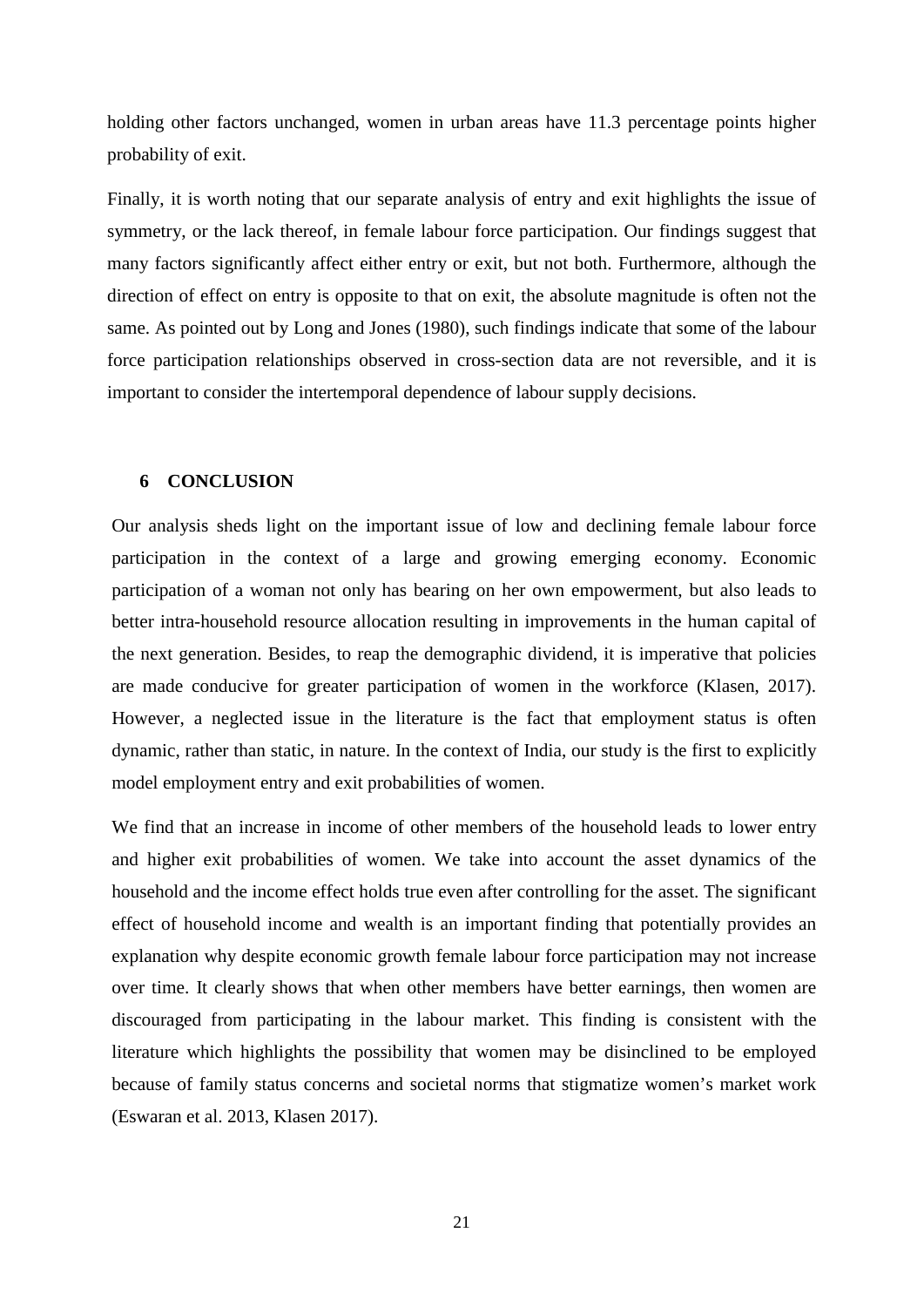holding other factors unchanged, women in urban areas have 11.3 percentage points higher probability of exit.

Finally, it is worth noting that our separate analysis of entry and exit highlights the issue of symmetry, or the lack thereof, in female labour force participation. Our findings suggest that many factors significantly affect either entry or exit, but not both. Furthermore, although the direction of effect on entry is opposite to that on exit, the absolute magnitude is often not the same. As pointed out by Long and Jones (1980), such findings indicate that some of the labour force participation relationships observed in cross-section data are not reversible, and it is important to consider the intertemporal dependence of labour supply decisions.

## 6 CONCLUSION

Our analysis sheds light on the important issue of low and declining female labour force participation in the context of a large and growing emerging economy. Economic participation of a woman not only has bearing on her own empowerment, but also leads to better intra-household resource allocation resulting in improvements in the human capital of the next generation. Besides, to reap the demographic dividend, it is imperative that policies are made conducive for greater participation of women in the workforce (Klasen, 2017). However, a neglected issue in the literature is the fact that employment status is often dynamic, rather than static, in nature. In the context of India, our study is the first to explicitly model employment entry and exit probabilities of women.

We find that an increase in income of other members of the household leads to lower entry and higher exit probabilities of women. We take into account the asset dynamics of the household and the income effect holds true even after controlling for the asset. The significant effect of household income and wealth is an important finding that potentially provides an explanation why despite economic growth female labour force participation may not increase over time. It clearly shows that when other members have better earnings, then women are discouraged from participating in the labour market. This finding is consistent with the literature which highlights the possibility that women may be disinclined to be employed because of family status concerns and societal norms that stigmatize women's market work (Eswaran et al. 2013, Klasen 2017).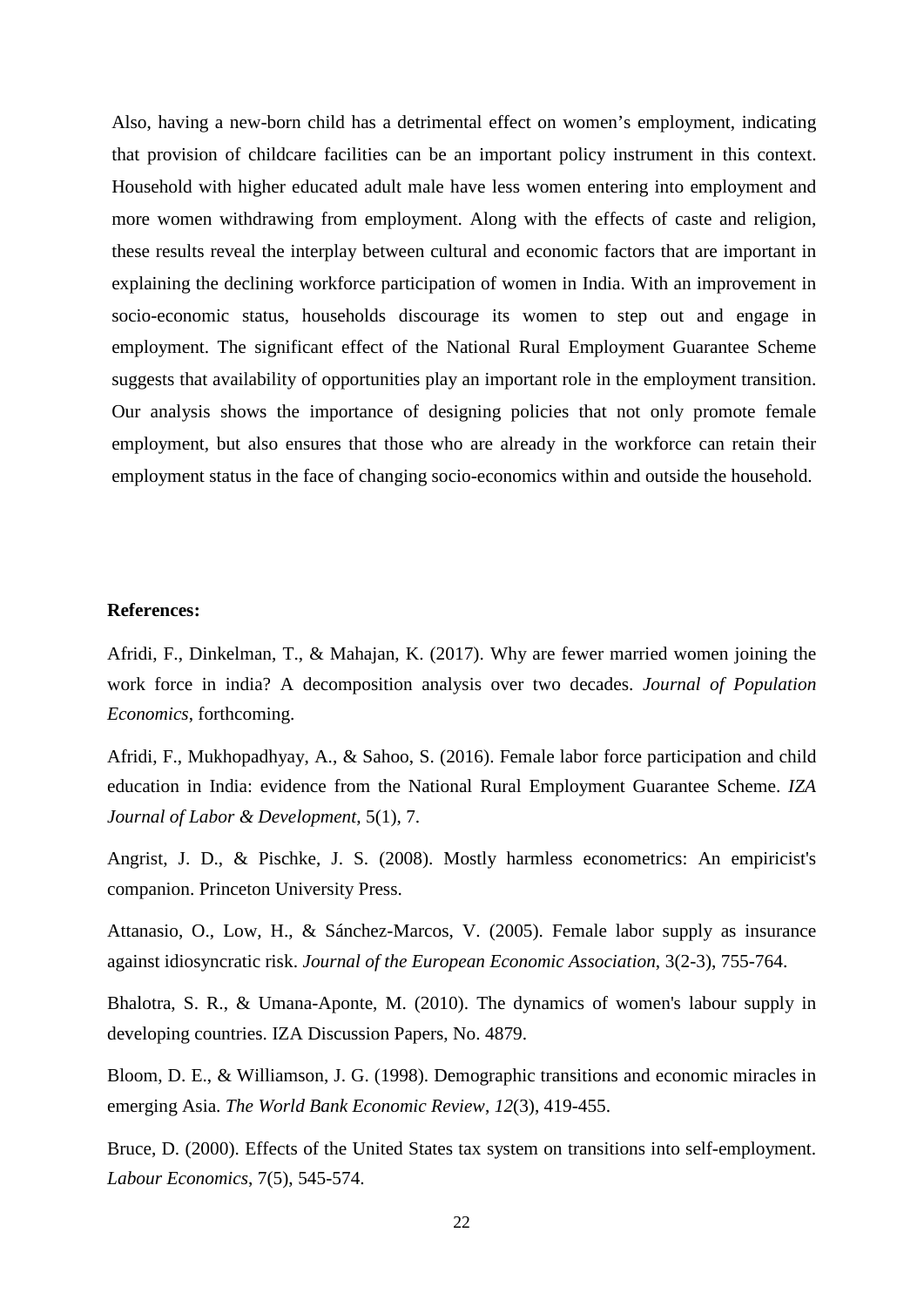Also, having a new-born child has a detrimental effect on women's employment, indicating that provision of childcare facilities can be an important policy instrument in this context. Household with higher educated adult male have less women entering into employment and more women withdrawing from employment. Along with the effects of caste and religion, these results reveal the interplay between cultural and economic factors that are important in explaining the declining workforce participation of women in India. With an improvement in socio-economic status, households discourage its women to step out and engage in employment. The significant effect of the National Rural Employment Guarantee Scheme suggests that availability of opportunities play an important role in the employment transition. Our analysis shows the importance of designing policies that not only promote female employment, but also ensures that those who are already in the workforce can retain their employment status in the face of changing socio-economics within and outside the household.

**References:**

Afridi, F., Dinkelman, T., & Mahajan, K. (2017). Why are fewer married women joining the work force in india? A decomposition analysis over two decades. *Journal of Population Economics*, forthcoming.

Afridi, F., Mukhopadhyay, A., & Sahoo, S. (2016). Female labor force participation and child education in India: evidence from the National Rural Employment Guarantee Scheme. *IZA Journal of Labor & Development*, 5(1), 7.

Angrist, J. D., & Pischke, J. S. (2008). Mostly harmless econometrics: An empiricist's companion. Princeton University Press.

Attanasio, O., Low, H., & Sánchez-Marcos, V. (2005). Female labor supply as insurance against idiosyncratic risk. *Journal of the European Economic Association*, 3(2-3), 755-764.

Bhalotra, S. R., & Umana-Aponte, M. (2010). The dynamics of women's labour supply in developing countries. IZA Discussion Papers, No. 4879.

Bloom, D. E., & Williamson, J. G. (1998). Demographic transitions and economic miracles in emerging Asia. *The World Bank Economic Review*, *12*(3), 419-455.

Bruce, D. (2000). Effects of the United States tax system on transitions into self-employment. *Labour Economics*, 7(5), 545-574.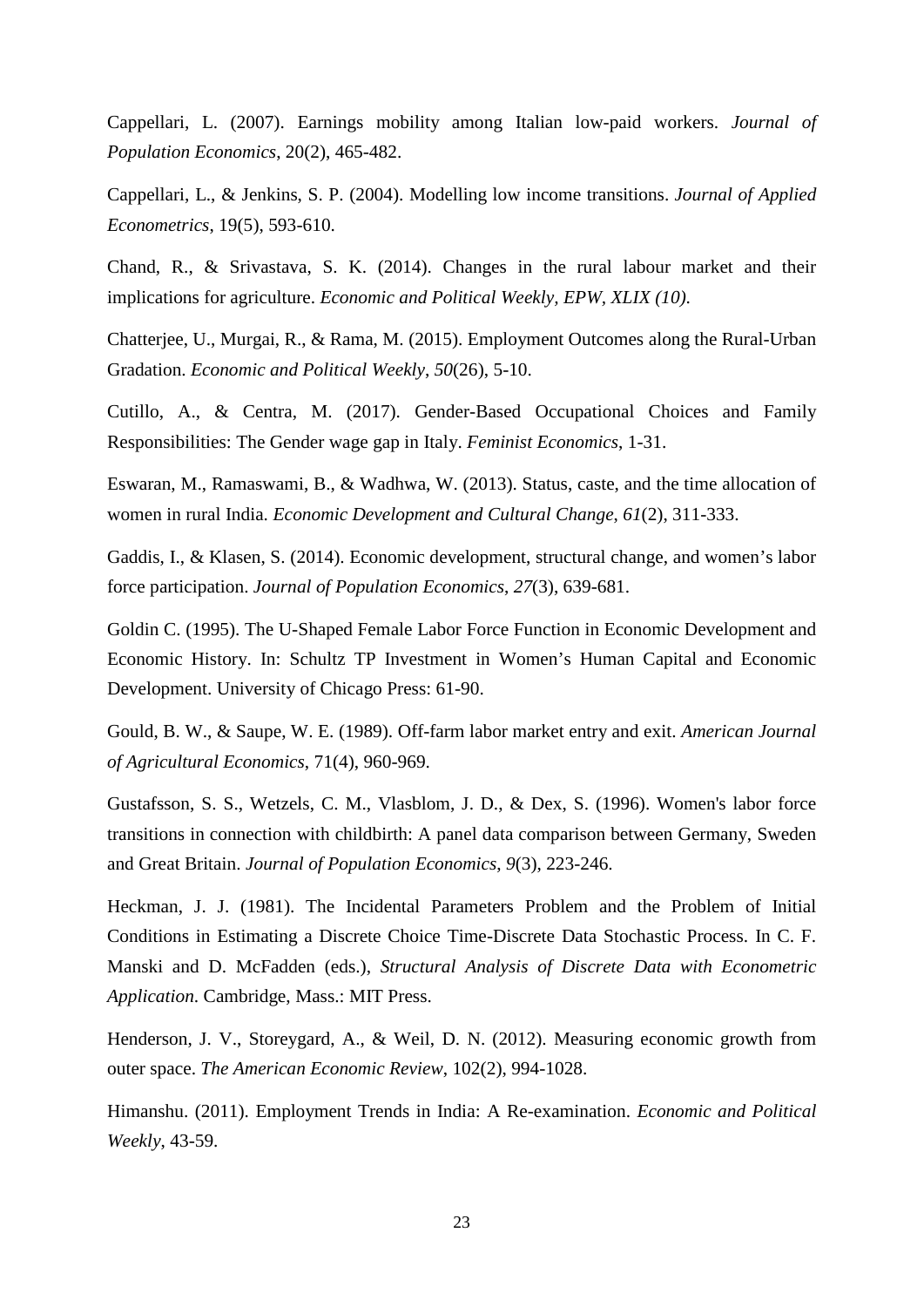Cappellari, L. (2007). Earnings mobility among Italian low-paid workers. *Journal of Population Economics*, 20(2), 465-482.

Cappellari, L., & Jenkins, S. P. (2004). Modelling low income transitions. *Journal of Applied Econometrics*, 19(5), 593-610.

Chand, R., & Srivastava, S. K. (2014). Changes in the rural labour market and their implications for agriculture. *Economic and Political Weekly, EPW, XLIX (10).*

Chatterjee, U., Murgai, R., & Rama, M. (2015). Employment Outcomes along the Rural-Urban Gradation. *Economic and Political Weekly*, *50*(26), 5-10.

Cutillo, A., & Centra, M. (2017). Gender-Based Occupational Choices and Family Responsibilities: The Gender wage gap in Italy. *Feminist Economics*, 1-31.

Eswaran, M., Ramaswami, B., & Wadhwa, W. (2013). Status, caste, and the time allocation of women in rural India. *Economic Development and Cultural Change*, *61*(2), 311-333.

Gaddis, I., & Klasen, S. (2014). Economic development, structural change, and women's labor force participation. *Journal of Population Economics*, *27*(3), 639-681.

Goldin C. (1995). The U-Shaped Female Labor Force Function in Economic Development and Economic History. In: Schultz TP Investment in Women's Human Capital and Economic Development. University of Chicago Press: 61-90.

Gould, B. W., & Saupe, W. E. (1989). Off-farm labor market entry and exit. *American Journal of Agricultural Economics*, 71(4), 960-969.

Gustafsson, S. S., Wetzels, C. M., Vlasblom, J. D., & Dex, S. (1996). Women's labor force transitions in connection with childbirth: A panel data comparison between Germany, Sweden and Great Britain. *Journal of Population Economics*, *9*(3), 223-246.

Heckman, J. J. (1981). The Incidental Parameters Problem and the Problem of Initial Conditions in Estimating a Discrete Choice Time-Discrete Data Stochastic Process. In C. F. Manski and D. McFadden (eds.), *Structural Analysis of Discrete Data with Econometric Application*. Cambridge, Mass.: MIT Press.

Henderson, J. V., Storeygard, A., & Weil, D. N. (2012). Measuring economic growth from outer space. *The American Economic Review*, 102(2), 994-1028.

Himanshu. (2011). Employment Trends in India: A Re-examination. *Economic and Political Weekly*, 43-59.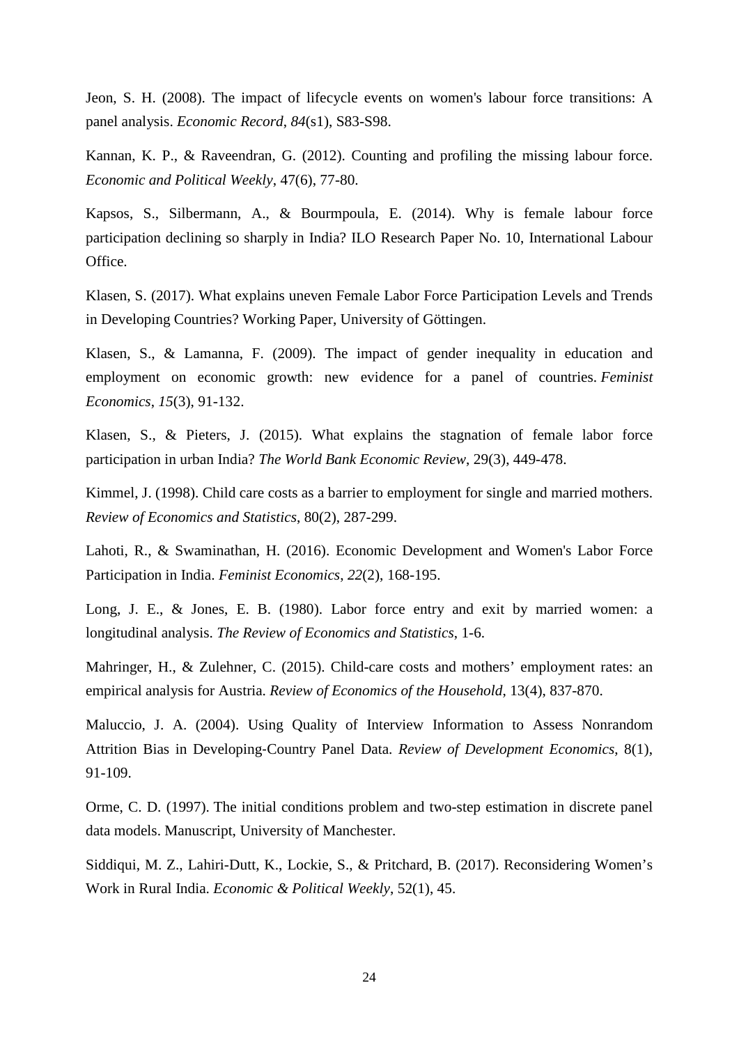Jeon, S. H. (2008). The impact of lifecycle events on women's labour force transitions: A panel analysis. *Economic Record*, *84*(s1), S83-S98.

Kannan, K. P., & Raveendran, G. (2012). Counting and profiling the missing labour force. *Economic and Political Weekly*, 47(6), 77-80.

Kapsos, S., Silbermann, A., & Bourmpoula, E. (2014). Why is female labour force participation declining so sharply in India? ILO Research Paper No. 10, International Labour Office.

Klasen, S. (2017). What explains uneven Female Labor Force Participation Levels and Trends in Developing Countries? Working Paper, University of Göttingen.

Klasen, S., & Lamanna, F. (2009). The impact of gender inequality in education and employment on economic growth: new evidence for a panel of countries. *Feminist Economics*, *15*(3), 91-132.

Klasen, S., & Pieters, J. (2015). What explains the stagnation of female labor force participation in urban India? *The World Bank Economic Review*, 29(3), 449-478.

Kimmel, J. (1998). Child care costs as a barrier to employment for single and married mothers. *Review of Economics and Statistics*, 80(2), 287-299.

Lahoti, R., & Swaminathan, H. (2016). Economic Development and Women's Labor Force Participation in India. *Feminist Economics*, *22*(2), 168-195.

Long, J. E., & Jones, E. B. (1980). Labor force entry and exit by married women: a longitudinal analysis. *The Review of Economics and Statistics*, 1-6.

Mahringer, H., & Zulehner, C. (2015). Child-care costs and mothers' employment rates: an empirical analysis for Austria. *Review of Economics of the Household*, 13(4), 837-870.

Maluccio, J. A. (2004). Using Quality of Interview Information to Assess Nonrandom Attrition Bias in Developing-Country Panel Data. *Review of Development Economics*, 8(1), 91-109.

Orme, C. D. (1997). The initial conditions problem and two-step estimation in discrete panel data models. Manuscript, University of Manchester.

Siddiqui, M. Z., Lahiri-Dutt, K., Lockie, S., & Pritchard, B. (2017). Reconsidering Women's Work in Rural India. *Economic & Political Weekly*, 52(1), 45.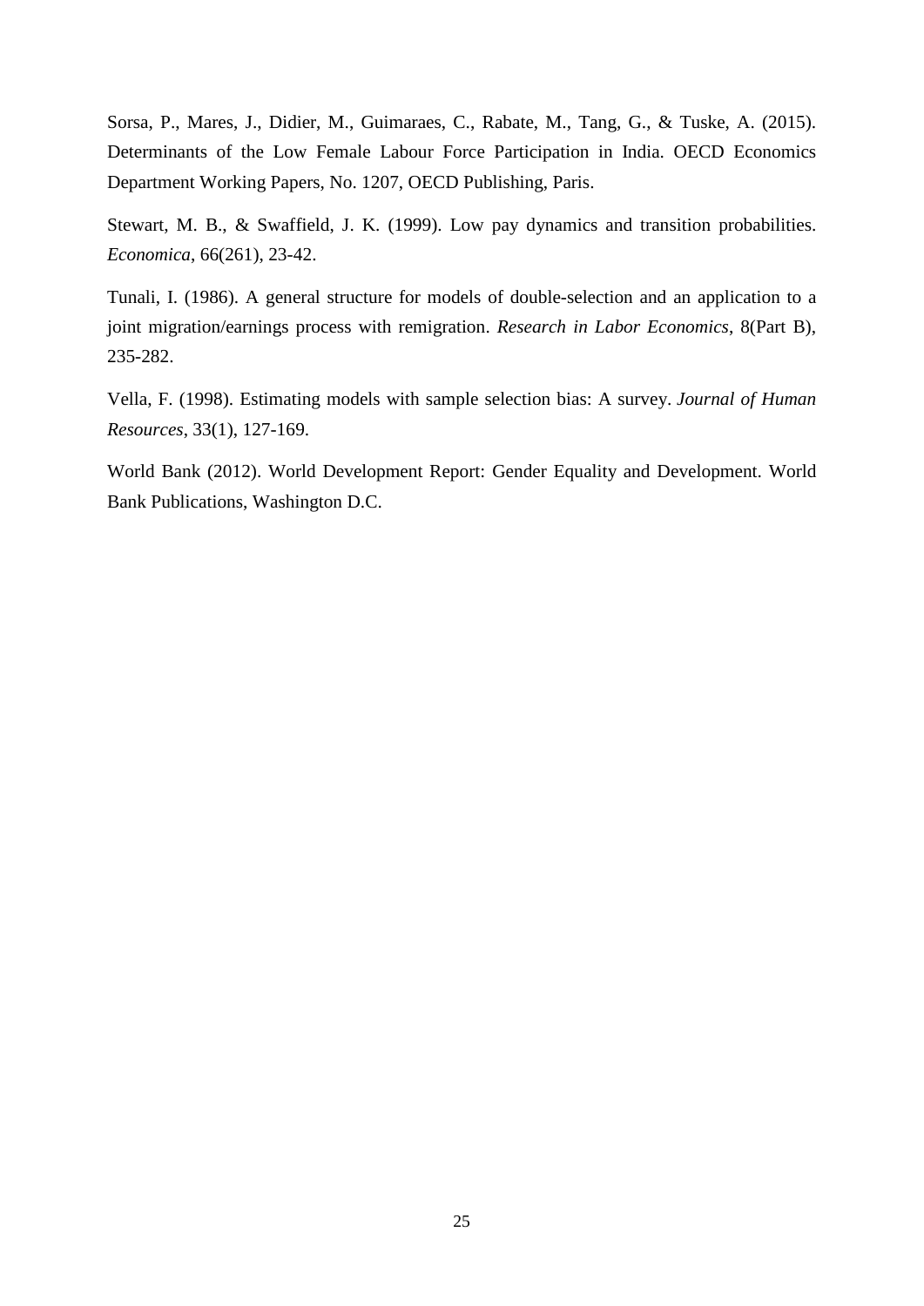Sorsa, P., Mares, J., Didier, M., Guimaraes, C., Rabate, M., Tang, G., & Tuske, A. (2015). Determinants of the Low Female Labour Force Participation in India. OECD Economics Department Working Papers, No. 1207, OECD Publishing, Paris.

Stewart, M. B., & Swaffield, J. K. (1999). Low pay dynamics and transition probabilities. *Economica*, 66(261), 23-42.

Tunali, I. (1986). A general structure for models of double-selection and an application to a joint migration/earnings process with remigration. *Research in Labor Economics*, 8(Part B), 235-282.

Vella, F. (1998). Estimating models with sample selection bias: A survey. *Journal of Human Resources*, 33(1), 127-169.

World Bank (2012). World Development Report: Gender Equality and Development. World Bank Publications, Washington D.C.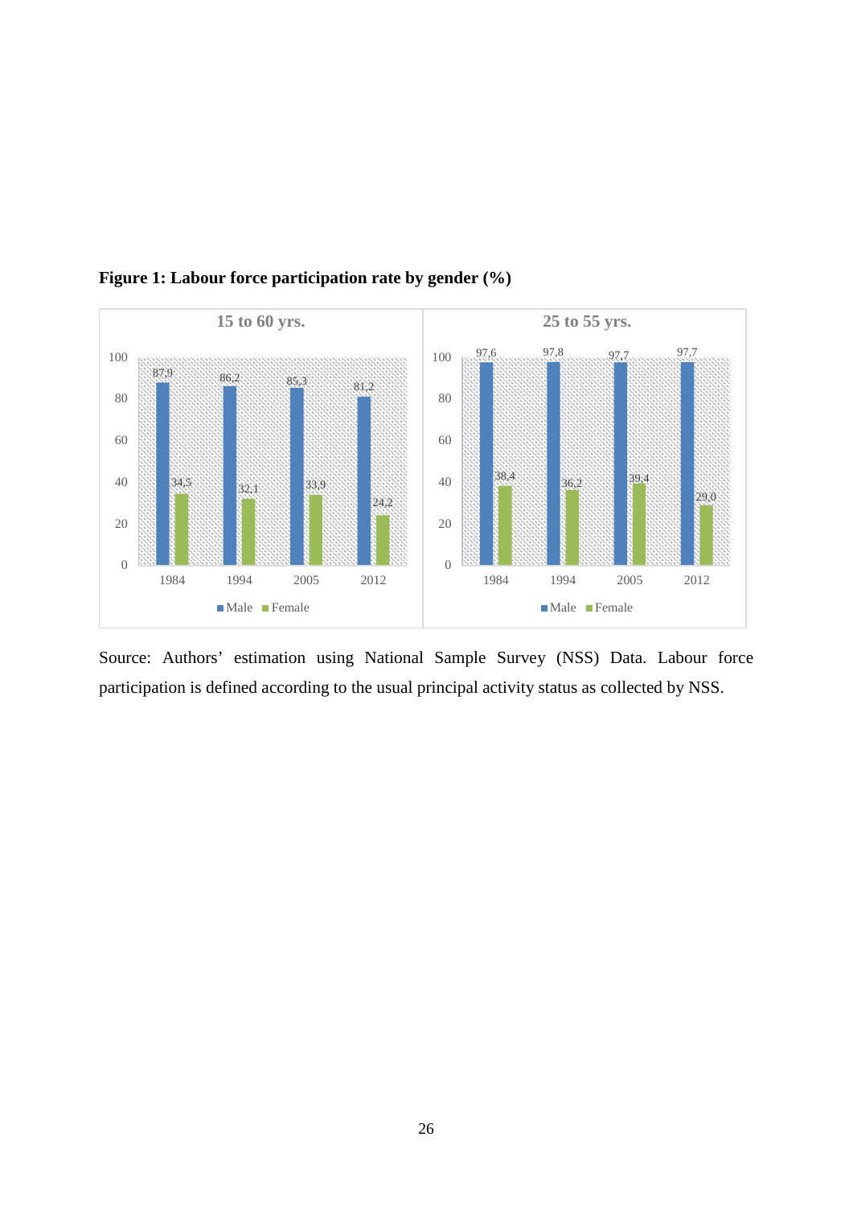**Figure 1: Labour force participation rate by gender (%)**

**15 to 60 yrs.**

| Year | Male | Female |
|---|---|---|
| 1984 | 87,9 | 34,5 |
| 1994 | 86,2 | 32,1 |
| 2005 | 85,3 | 33,9 |
| 2012 | 81,2 | 24,2 |

**25 to 55 yrs.**

| Year | Male | Female |
|---|---|---|
| 1984 | 97,6 | 38,4 |
| 1994 | 97,8 | 36,2 |
| 2005 | 97,7 | 39,4 |
| 2012 | 97,7 | 29,0 |

Source: Authors' estimation using National Sample Survey (NSS) Data. Labour force participation is defined according to the usual principal activity status as collected by NSS.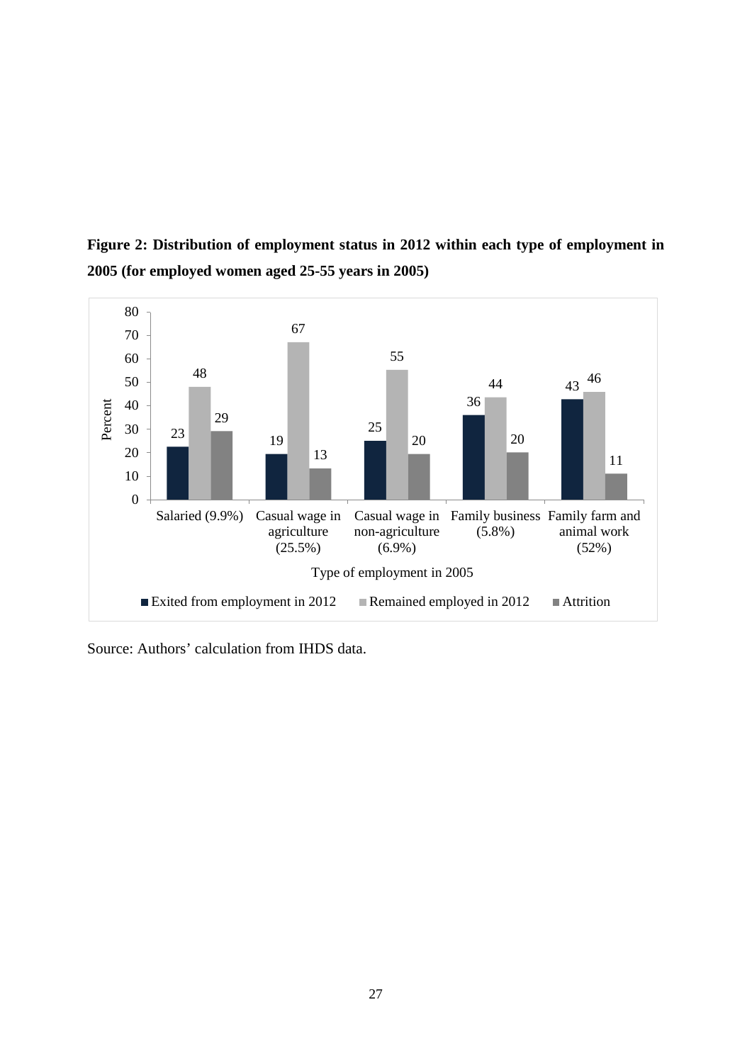**Figure 2: Distribution of employment status in 2012 within each type of employment in 2005 (for employed women aged 25-55 years in 2005)**

| Type of employment in 2005 | Exited from employment in 2012 | Remained employed in 2012 | Attrition |
|---|---|---|---|
| Salaried (9.9%) | 23 | 48 | 29 |
| Casual wage in agriculture (25.5%) | 19 | 67 | 13 |
| Casual wage in non-agriculture (6.9%) | 25 | 55 | 20 |
| Family business (5.8%) | 36 | 44 | 20 |
| Family farm and animal work (52%) | 43 | 46 | 11 |

Source: Authors' calculation from IHDS data.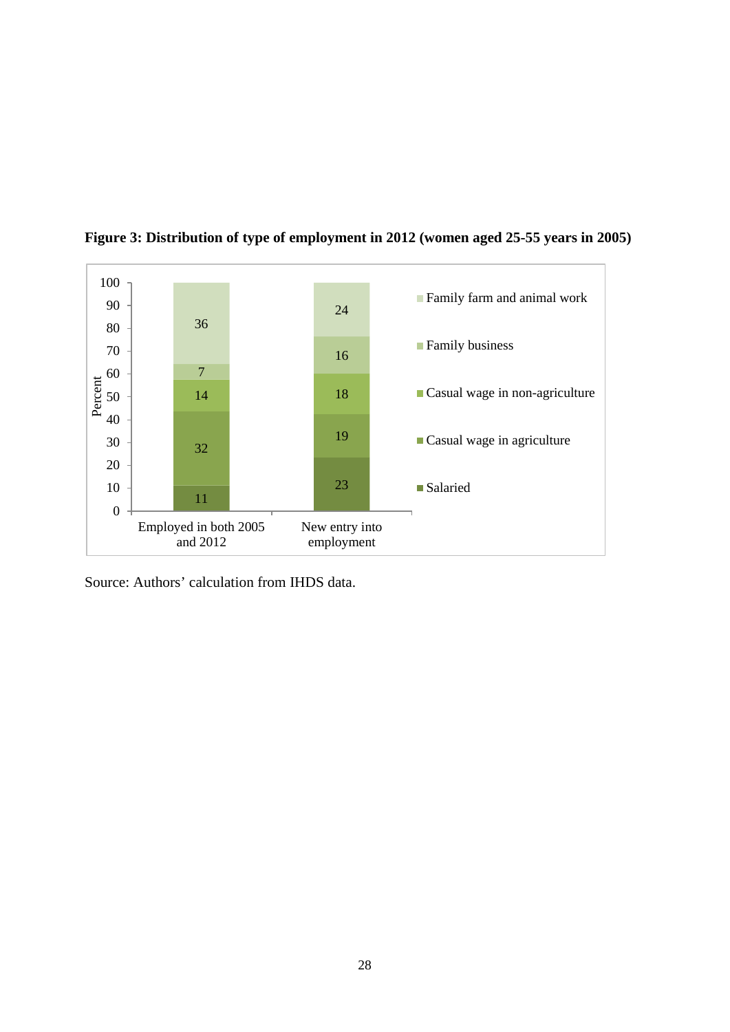**Figure 3: Distribution of type of employment in 2012 (women aged 25-55 years in 2005)**

| Type of employment | Employed in both 2005 and 2012 | New entry into employment |
|---|---|---|
| Family farm and animal work | 36 | 24 |
| Family business | 7 | 16 |
| Casual wage in non-agriculture | 14 | 18 |
| Casual wage in agriculture | 32 | 19 |
| Salaried | 11 | 23 |

Source: Authors' calculation from IHDS data.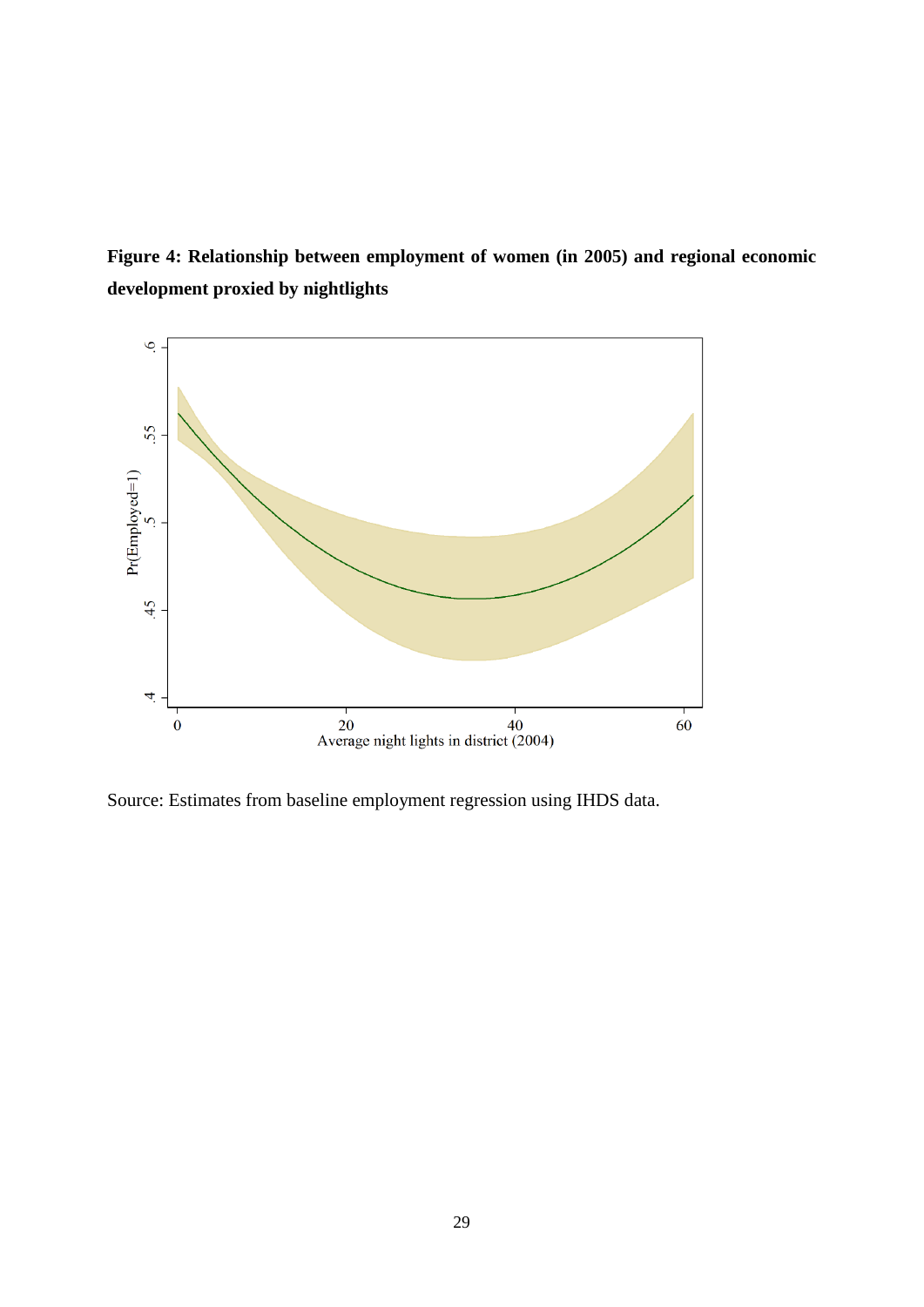**Figure 4: Relationship between employment of women (in 2005) and regional economic development proxied by nightlights**

Source: Estimates from baseline employment regression using IHDS data.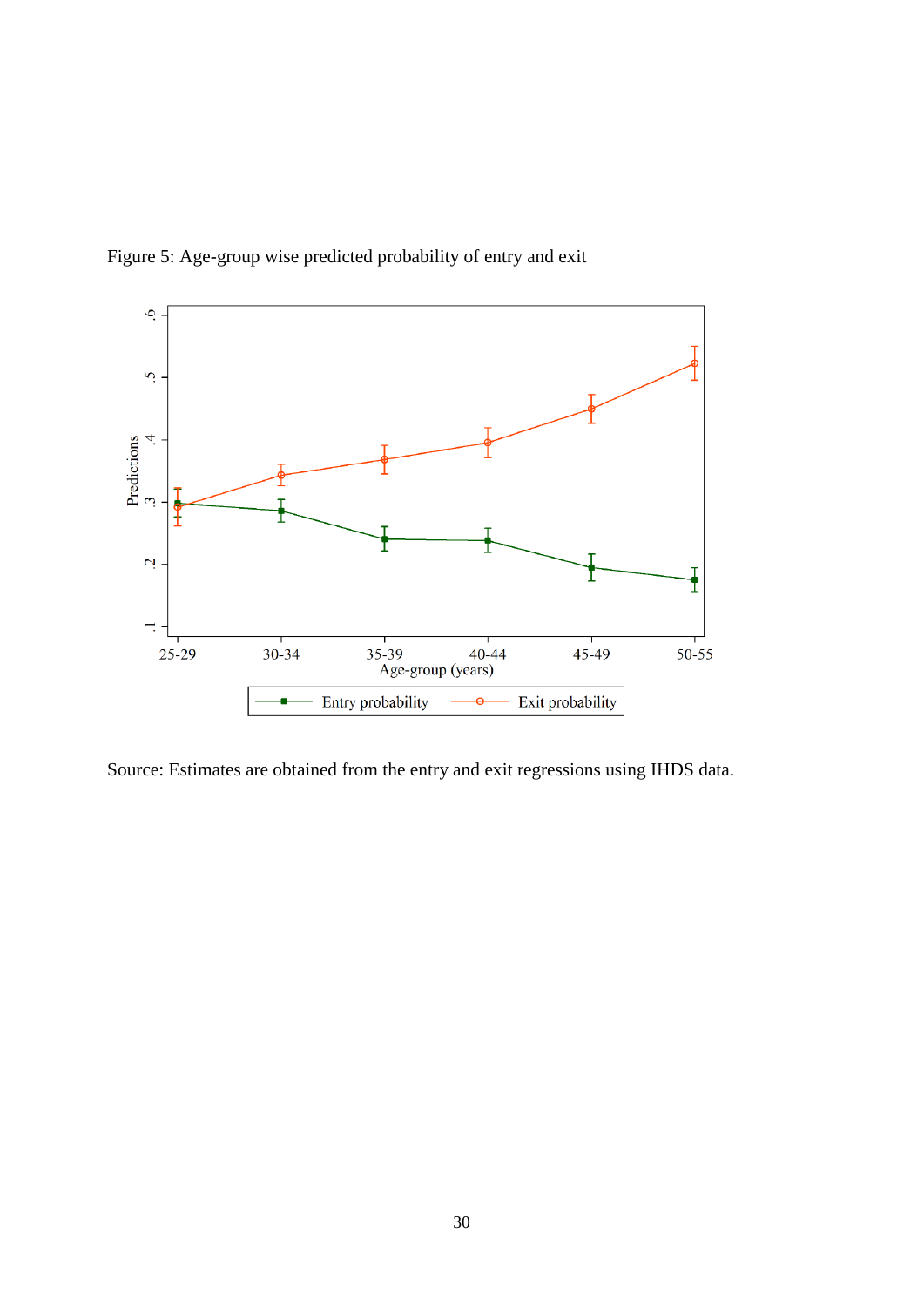Figure 5: Age-group wise predicted probability of entry and exit

Source: Estimates are obtained from the entry and exit regressions using IHDS data.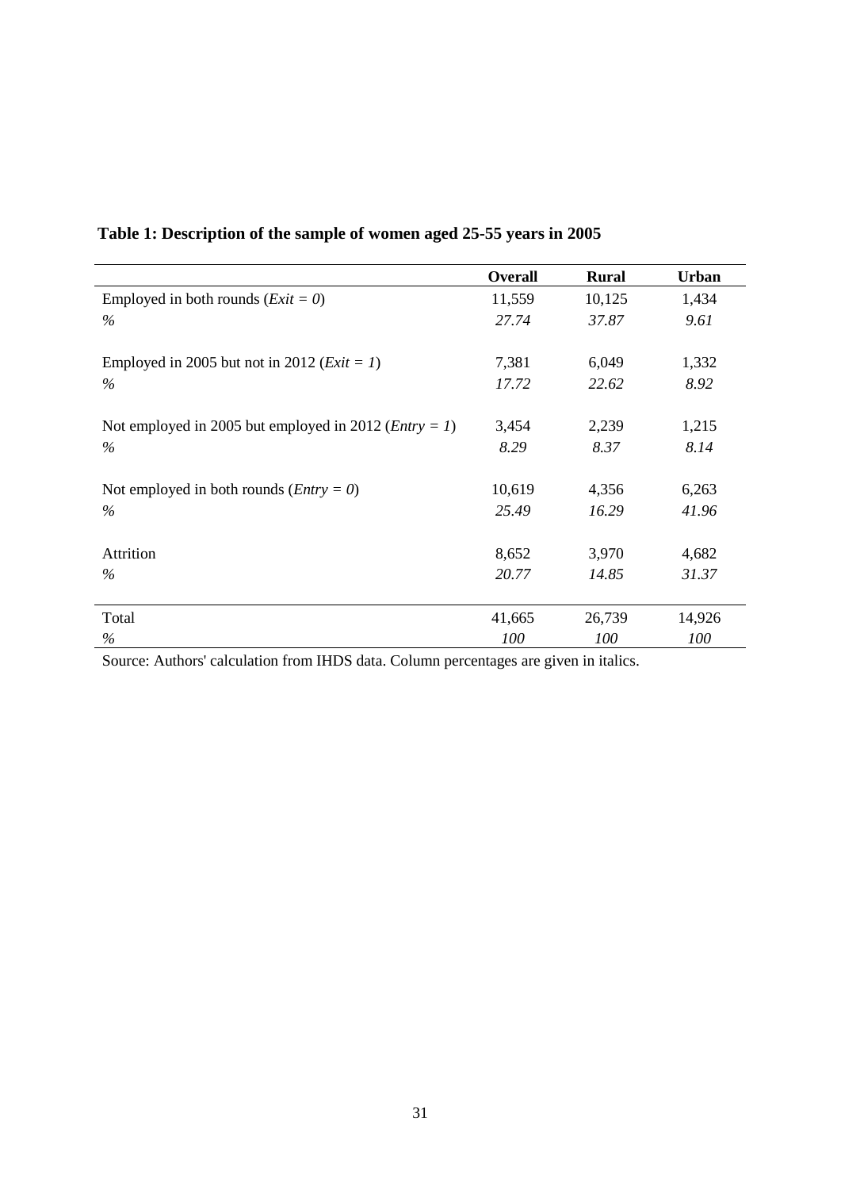**Table 1: Description of the sample of women aged 25-55 years in 2005**

| | **Overall** | **Rural** | **Urban** |
|---|---|---|---|
| Employed in both rounds (*Exit = 0*) | 11,559 | 10,125 | 1,434 |
| % | *27.74* | *37.87* | *9.61* |
| Employed in 2005 but not in 2012 (*Exit = 1*) | 7,381 | 6,049 | 1,332 |
| % | *17.72* | *22.62* | *8.92* |
| Not employed in 2005 but employed in 2012 (*Entry = 1*) | 3,454 | 2,239 | 1,215 |
| % | *8.29* | *8.37* | *8.14* |
| Not employed in both rounds (*Entry = 0*) | 10,619 | 4,356 | 6,263 |
| % | *25.49* | *16.29* | *41.96* |
| Attrition | 8,652 | 3,970 | 4,682 |
| % | *20.77* | *14.85* | *31.37* |
| Total | 41,665 | 26,739 | 14,926 |
| % | *100* | *100* | *100* |

Source: Authors' calculation from IHDS data. Column percentages are given in italics.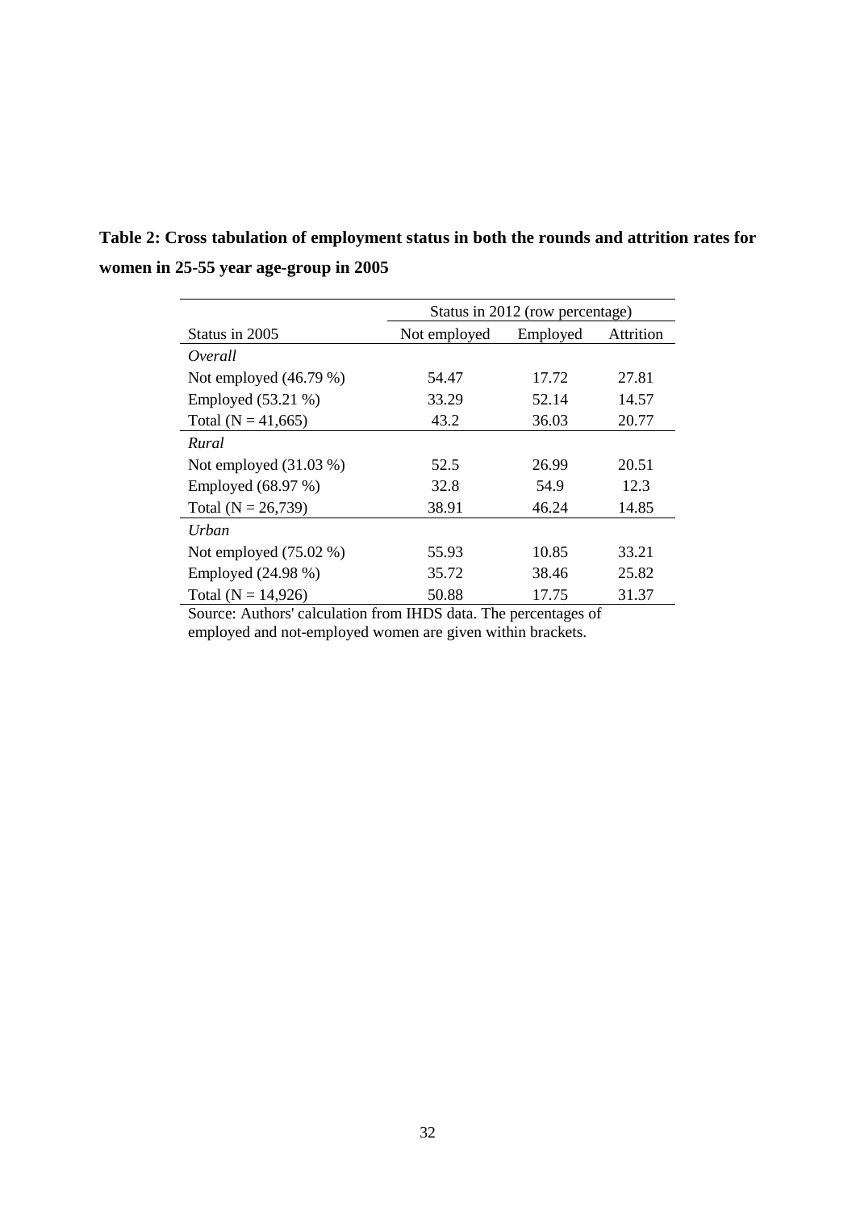**Table 2: Cross tabulation of employment status in both the rounds and attrition rates for women in 25-55 year age-group in 2005**

| | Status in 2012 (row percentage) | | |
|---|---|---|---|
| Status in 2005 | Not employed | Employed | Attrition |
| *Overall* | | | |
| Not employed (46.79 %) | 54.47 | 17.72 | 27.81 |
| Employed (53.21 %) | 33.29 | 52.14 | 14.57 |
| Total (N = 41,665) | 43.2 | 36.03 | 20.77 |
| *Rural* | | | |
| Not employed (31.03 %) | 52.5 | 26.99 | 20.51 |
| Employed (68.97 %) | 32.8 | 54.9 | 12.3 |
| Total (N = 26,739) | 38.91 | 46.24 | 14.85 |
| *Urban* | | | |
| Not employed (75.02 %) | 55.93 | 10.85 | 33.21 |
| Employed (24.98 %) | 35.72 | 38.46 | 25.82 |
| Total (N = 14,926) | 50.88 | 17.75 | 31.37 |

Source: Authors' calculation from IHDS data. The percentages of employed and not-employed women are given within brackets.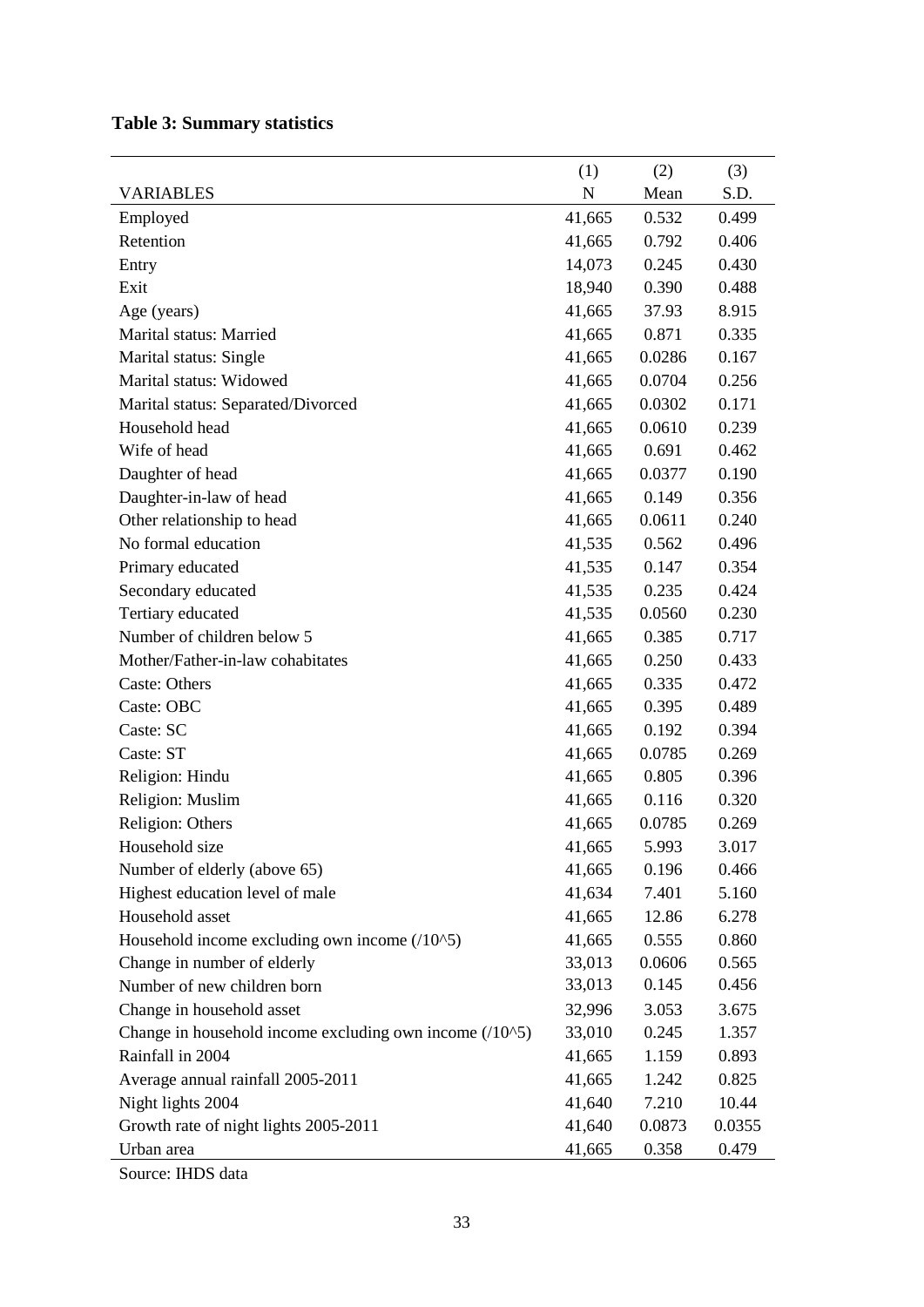**Table 3: Summary statistics**

| VARIABLES | (1)<br>N | (2)<br>Mean | (3)<br>S.D. |
|---|---|---|---|
| Employed | 41,665 | 0.532 | 0.499 |
| Retention | 41,665 | 0.792 | 0.406 |
| Entry | 14,073 | 0.245 | 0.430 |
| Exit | 18,940 | 0.390 | 0.488 |
| Age (years) | 41,665 | 37.93 | 8.915 |
| Marital status: Married | 41,665 | 0.871 | 0.335 |
| Marital status: Single | 41,665 | 0.0286 | 0.167 |
| Marital status: Widowed | 41,665 | 0.0704 | 0.256 |
| Marital status: Separated/Divorced | 41,665 | 0.0302 | 0.171 |
| Household head | 41,665 | 0.0610 | 0.239 |
| Wife of head | 41,665 | 0.691 | 0.462 |
| Daughter of head | 41,665 | 0.0377 | 0.190 |
| Daughter-in-law of head | 41,665 | 0.149 | 0.356 |
| Other relationship to head | 41,665 | 0.0611 | 0.240 |
| No formal education | 41,535 | 0.562 | 0.496 |
| Primary educated | 41,535 | 0.147 | 0.354 |
| Secondary educated | 41,535 | 0.235 | 0.424 |
| Tertiary educated | 41,535 | 0.0560 | 0.230 |
| Number of children below 5 | 41,665 | 0.385 | 0.717 |
| Mother/Father-in-law cohabitates | 41,665 | 0.250 | 0.433 |
| Caste: Others | 41,665 | 0.335 | 0.472 |
| Caste: OBC | 41,665 | 0.395 | 0.489 |
| Caste: SC | 41,665 | 0.192 | 0.394 |
| Caste: ST | 41,665 | 0.0785 | 0.269 |
| Religion: Hindu | 41,665 | 0.805 | 0.396 |
| Religion: Muslim | 41,665 | 0.116 | 0.320 |
| Religion: Others | 41,665 | 0.0785 | 0.269 |
| Household size | 41,665 | 5.993 | 3.017 |
| Number of elderly (above 65) | 41,665 | 0.196 | 0.466 |
| Highest education level of male | 41,634 | 7.401 | 5.160 |
| Household asset | 41,665 | 12.86 | 6.278 |
| Household income excluding own income (/10^5) | 41,665 | 0.555 | 0.860 |
| Change in number of elderly | 33,013 | 0.0606 | 0.565 |
| Number of new children born | 33,013 | 0.145 | 0.456 |
| Change in household asset | 32,996 | 3.053 | 3.675 |
| Change in household income excluding own income (/10^5) | 33,010 | 0.245 | 1.357 |
| Rainfall in 2004 | 41,665 | 1.159 | 0.893 |
| Average annual rainfall 2005-2011 | 41,665 | 1.242 | 0.825 |
| Night lights 2004 | 41,640 | 7.210 | 10.44 |
| Growth rate of night lights 2005-2011 | 41,640 | 0.0873 | 0.0355 |
| Urban area | 41,665 | 0.358 | 0.479 |

Source: IHDS data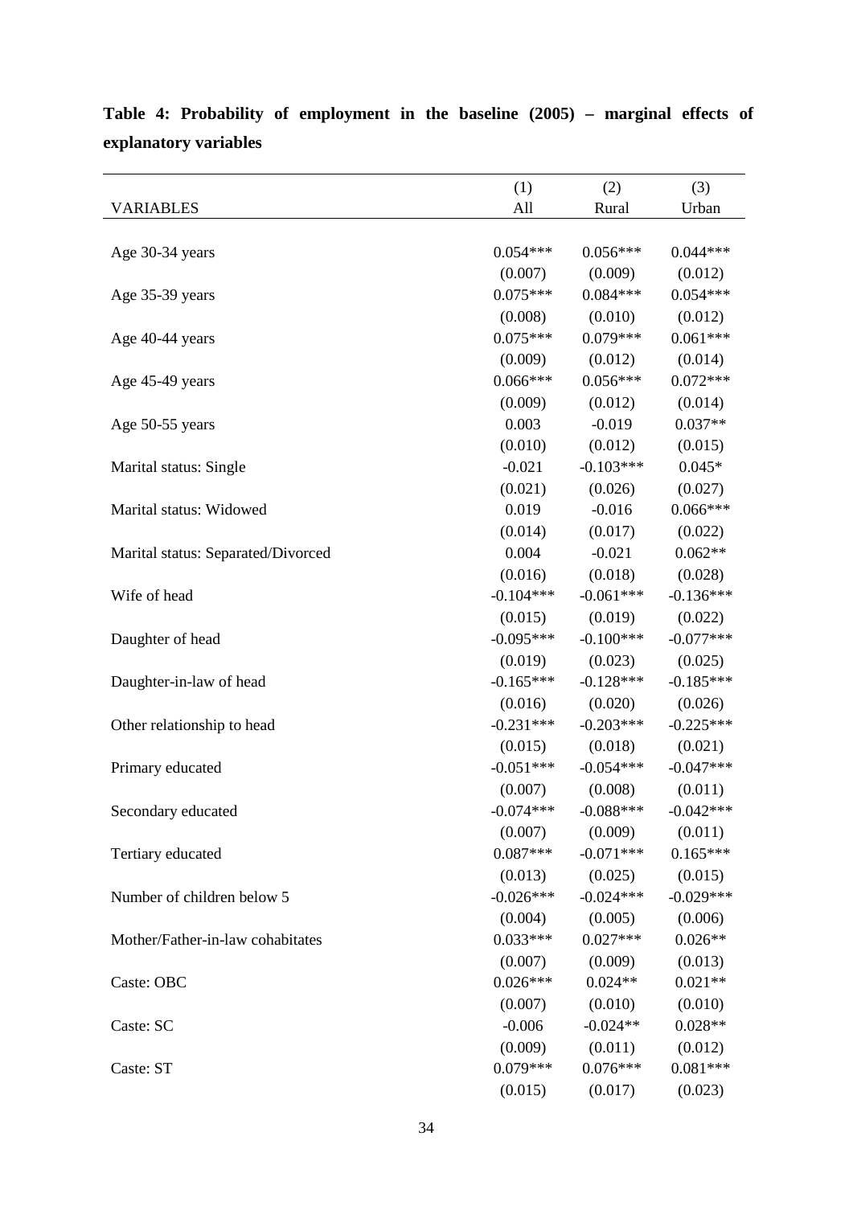**Table 4: Probability of employment in the baseline (2005) – marginal effects of explanatory variables**

| VARIABLES | (1) All | (2) Rural | (3) Urban |
|---|---|---|---|
| Age 30-34 years | 0.054*** | 0.056*** | 0.044*** |
| | (0.007) | (0.009) | (0.012) |
| Age 35-39 years | 0.075*** | 0.084*** | 0.054*** |
| | (0.008) | (0.010) | (0.012) |
| Age 40-44 years | 0.075*** | 0.079*** | 0.061*** |
| | (0.009) | (0.012) | (0.014) |
| Age 45-49 years | 0.066*** | 0.056*** | 0.072*** |
| | (0.009) | (0.012) | (0.014) |
| Age 50-55 years | 0.003 | -0.019 | 0.037** |
| | (0.010) | (0.012) | (0.015) |
| Marital status: Single | -0.021 | -0.103*** | 0.045* |
| | (0.021) | (0.026) | (0.027) |
| Marital status: Widowed | 0.019 | -0.016 | 0.066*** |
| | (0.014) | (0.017) | (0.022) |
| Marital status: Separated/Divorced | 0.004 | -0.021 | 0.062** |
| | (0.016) | (0.018) | (0.028) |
| Wife of head | -0.104*** | -0.061*** | -0.136*** |
| | (0.015) | (0.019) | (0.022) |
| Daughter of head | -0.095*** | -0.100*** | -0.077*** |
| | (0.019) | (0.023) | (0.025) |
| Daughter-in-law of head | -0.165*** | -0.128*** | -0.185*** |
| | (0.016) | (0.020) | (0.026) |
| Other relationship to head | -0.231*** | -0.203*** | -0.225*** |
| | (0.015) | (0.018) | (0.021) |
| Primary educated | -0.051*** | -0.054*** | -0.047*** |
| | (0.007) | (0.008) | (0.011) |
| Secondary educated | -0.074*** | -0.088*** | -0.042*** |
| | (0.007) | (0.009) | (0.011) |
| Tertiary educated | 0.087*** | -0.071*** | 0.165*** |
| | (0.013) | (0.025) | (0.015) |
| Number of children below 5 | -0.026*** | -0.024*** | -0.029*** |
| | (0.004) | (0.005) | (0.006) |
| Mother/Father-in-law cohabitates | 0.033*** | 0.027*** | 0.026** |
| | (0.007) | (0.009) | (0.013) |
| Caste: OBC | 0.026*** | 0.024** | 0.021** |
| | (0.007) | (0.010) | (0.010) |
| Caste: SC | -0.006 | -0.024** | 0.028** |
| | (0.009) | (0.011) | (0.012) |
| Caste: ST | 0.079*** | 0.076*** | 0.081*** |
| | (0.015) | (0.017) | (0.023) |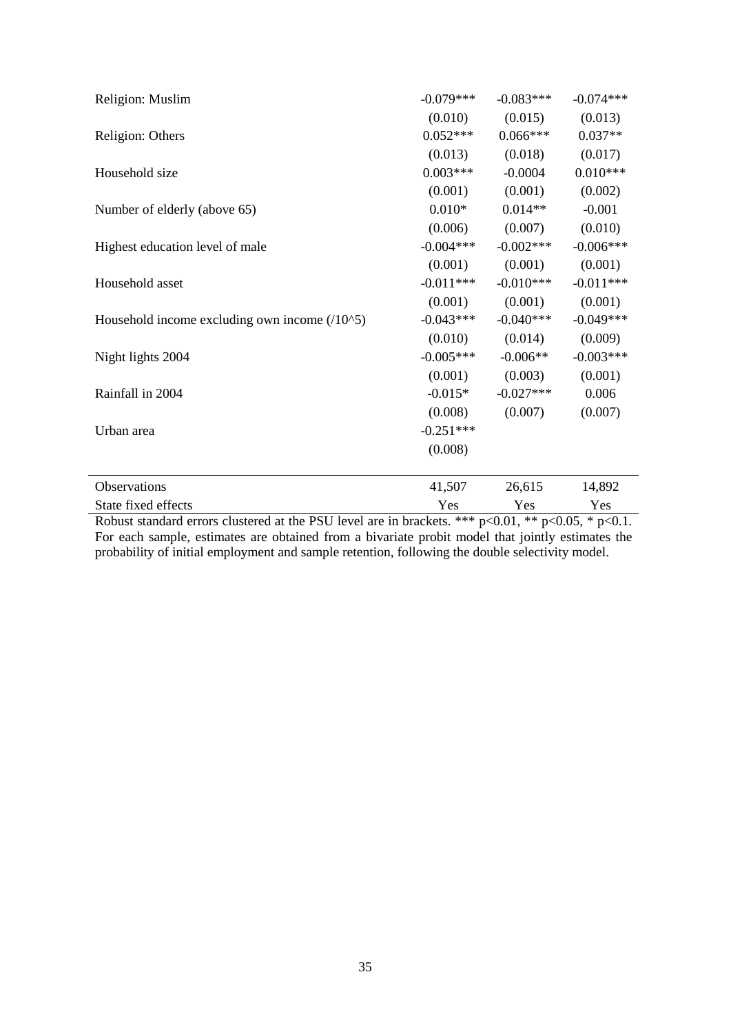| | | | |
|---|---|---|---|
| Religion: Muslim | -0.079*** | -0.083*** | -0.074*** |
| | (0.010) | (0.015) | (0.013) |
| Religion: Others | 0.052*** | 0.066*** | 0.037** |
| | (0.013) | (0.018) | (0.017) |
| Household size | 0.003*** | -0.0004 | 0.010*** |
| | (0.001) | (0.001) | (0.002) |
| Number of elderly (above 65) | 0.010* | 0.014** | -0.001 |
| | (0.006) | (0.007) | (0.010) |
| Highest education level of male | -0.004*** | -0.002*** | -0.006*** |
| | (0.001) | (0.001) | (0.001) |
| Household asset | -0.011*** | -0.010*** | -0.011*** |
| | (0.001) | (0.001) | (0.001) |
| Household income excluding own income (/10^5) | -0.043*** | -0.040*** | -0.049*** |
| | (0.010) | (0.014) | (0.009) |
| Night lights 2004 | -0.005*** | -0.006** | -0.003*** |
| | (0.001) | (0.003) | (0.001) |
| Rainfall in 2004 | -0.015* | -0.027*** | 0.006 |
| | (0.008) | (0.007) | (0.007) |
| Urban area | -0.251*** | | |
| | (0.008) | | |
| Observations | 41,507 | 26,615 | 14,892 |
| State fixed effects | Yes | Yes | Yes |

Robust standard errors clustered at the PSU level are in brackets. *** p<0.01, ** p<0.05, * p<0.1. For each sample, estimates are obtained from a bivariate probit model that jointly estimates the probability of initial employment and sample retention, following the double selectivity model.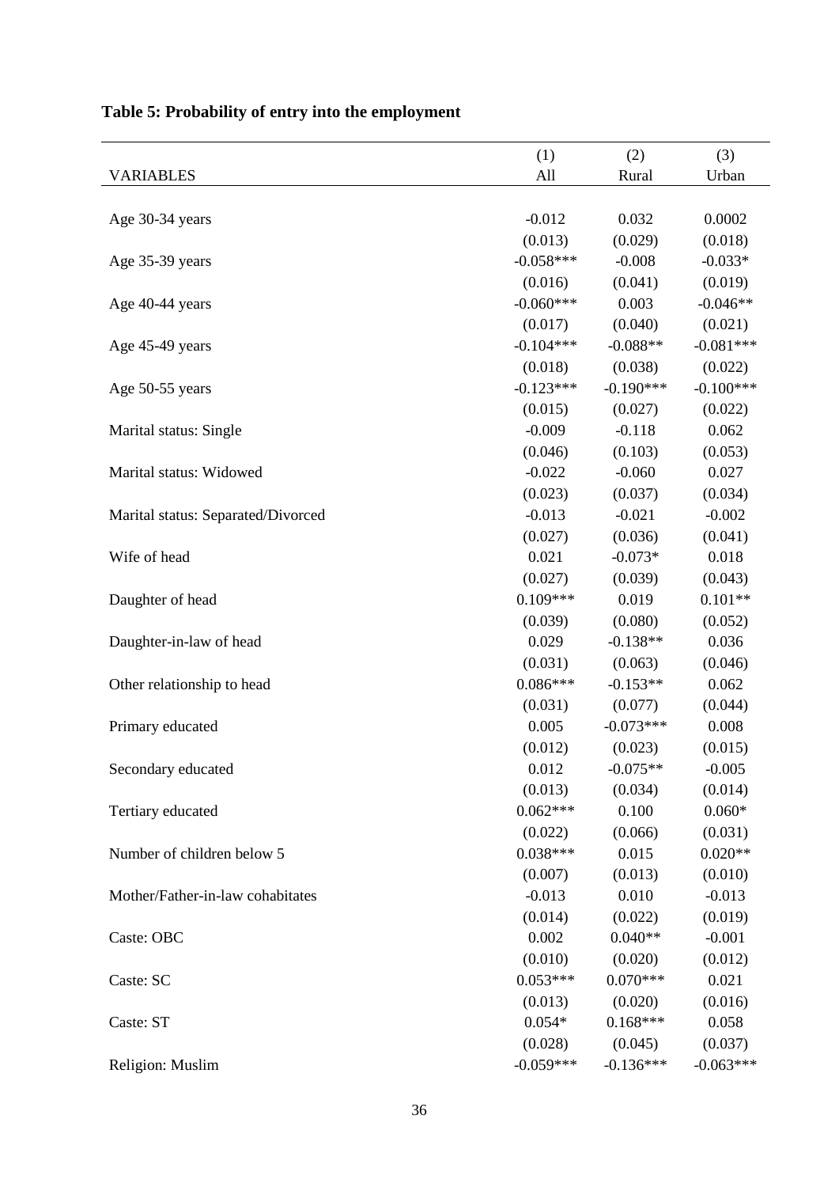**Table 5: Probability of entry into the employment**

| VARIABLES | (1) All | (2) Rural | (3) Urban |
|---|---|---|---|
| Age 30-34 years | -0.012 | 0.032 | 0.0002 |
| | (0.013) | (0.029) | (0.018) |
| Age 35-39 years | -0.058*** | -0.008 | -0.033* |
| | (0.016) | (0.041) | (0.019) |
| Age 40-44 years | -0.060*** | 0.003 | -0.046** |
| | (0.017) | (0.040) | (0.021) |
| Age 45-49 years | -0.104*** | -0.088** | -0.081*** |
| | (0.018) | (0.038) | (0.022) |
| Age 50-55 years | -0.123*** | -0.190*** | -0.100*** |
| | (0.015) | (0.027) | (0.022) |
| Marital status: Single | -0.009 | -0.118 | 0.062 |
| | (0.046) | (0.103) | (0.053) |
| Marital status: Widowed | -0.022 | -0.060 | 0.027 |
| | (0.023) | (0.037) | (0.034) |
| Marital status: Separated/Divorced | -0.013 | -0.021 | -0.002 |
| | (0.027) | (0.036) | (0.041) |
| Wife of head | 0.021 | -0.073* | 0.018 |
| | (0.027) | (0.039) | (0.043) |
| Daughter of head | 0.109*** | 0.019 | 0.101** |
| | (0.039) | (0.080) | (0.052) |
| Daughter-in-law of head | 0.029 | -0.138** | 0.036 |
| | (0.031) | (0.063) | (0.046) |
| Other relationship to head | 0.086*** | -0.153** | 0.062 |
| | (0.031) | (0.077) | (0.044) |
| Primary educated | 0.005 | -0.073*** | 0.008 |
| | (0.012) | (0.023) | (0.015) |
| Secondary educated | 0.012 | -0.075** | -0.005 |
| | (0.013) | (0.034) | (0.014) |
| Tertiary educated | 0.062*** | 0.100 | 0.060* |
| | (0.022) | (0.066) | (0.031) |
| Number of children below 5 | 0.038*** | 0.015 | 0.020** |
| | (0.007) | (0.013) | (0.010) |
| Mother/Father-in-law cohabitates | -0.013 | 0.010 | -0.013 |
| | (0.014) | (0.022) | (0.019) |
| Caste: OBC | 0.002 | 0.040** | -0.001 |
| | (0.010) | (0.020) | (0.012) |
| Caste: SC | 0.053*** | 0.070*** | 0.021 |
| | (0.013) | (0.020) | (0.016) |
| Caste: ST | 0.054* | 0.168*** | 0.058 |
| | (0.028) | (0.045) | (0.037) |
| Religion: Muslim | -0.059*** | -0.136*** | -0.063*** |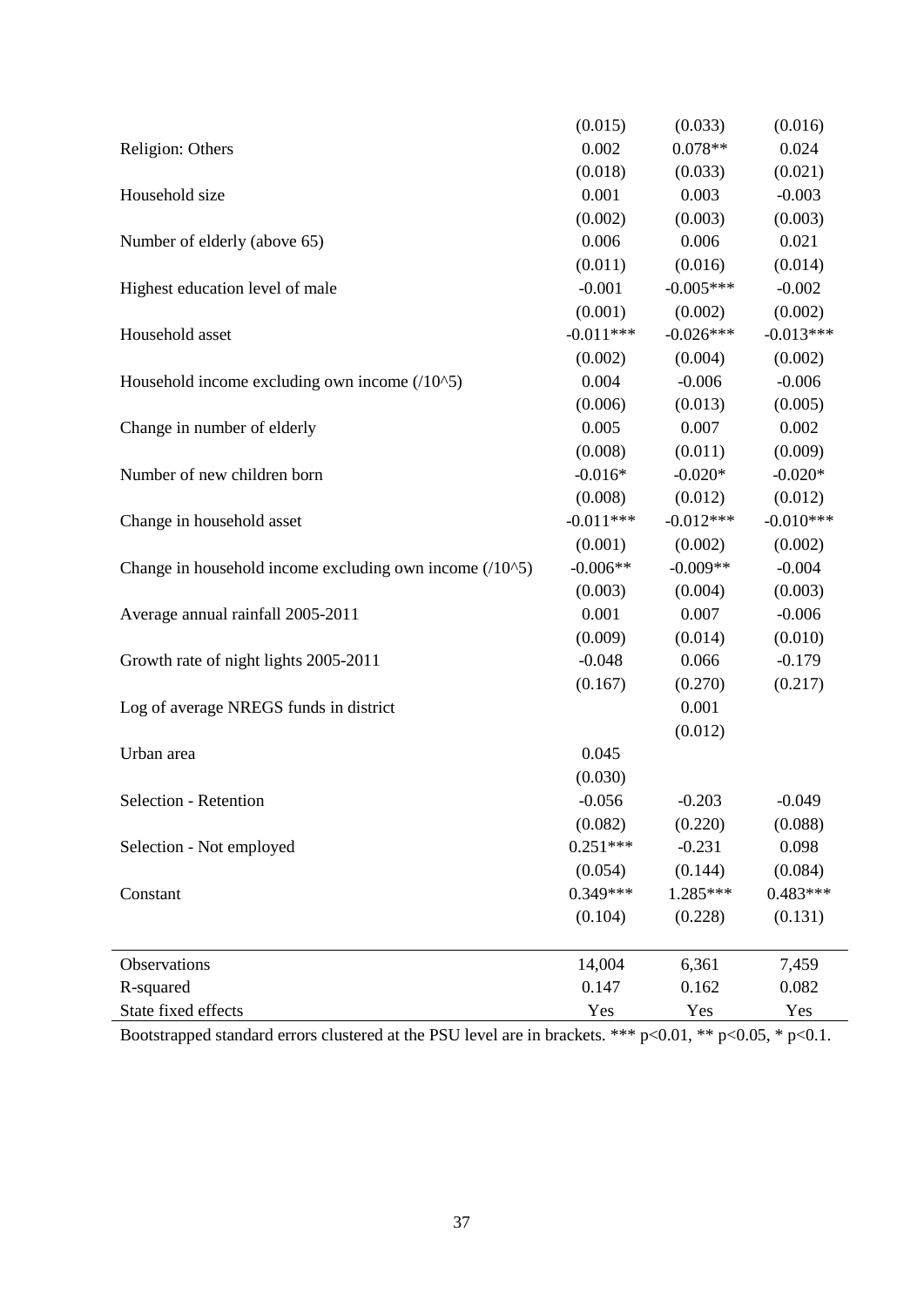| | | | |
|---|---|---|---|
| | (0.015) | (0.033) | (0.016) |
| Religion: Others | 0.002 | 0.078** | 0.024 |
| | (0.018) | (0.033) | (0.021) |
| Household size | 0.001 | 0.003 | -0.003 |
| | (0.002) | (0.003) | (0.003) |
| Number of elderly (above 65) | 0.006 | 0.006 | 0.021 |
| | (0.011) | (0.016) | (0.014) |
| Highest education level of male | -0.001 | -0.005*** | -0.002 |
| | (0.001) | (0.002) | (0.002) |
| Household asset | -0.011*** | -0.026*** | -0.013*** |
| | (0.002) | (0.004) | (0.002) |
| Household income excluding own income (/10^5) | 0.004 | -0.006 | -0.006 |
| | (0.006) | (0.013) | (0.005) |
| Change in number of elderly | 0.005 | 0.007 | 0.002 |
| | (0.008) | (0.011) | (0.009) |
| Number of new children born | -0.016* | -0.020* | -0.020* |
| | (0.008) | (0.012) | (0.012) |
| Change in household asset | -0.011*** | -0.012*** | -0.010*** |
| | (0.001) | (0.002) | (0.002) |
| Change in household income excluding own income (/10^5) | -0.006** | -0.009** | -0.004 |
| | (0.003) | (0.004) | (0.003) |
| Average annual rainfall 2005-2011 | 0.001 | 0.007 | -0.006 |
| | (0.009) | (0.014) | (0.010) |
| Growth rate of night lights 2005-2011 | -0.048 | 0.066 | -0.179 |
| | (0.167) | (0.270) | (0.217) |
| Log of average NREGS funds in district | | 0.001 | |
| | | (0.012) | |
| Urban area | 0.045 | | |
| | (0.030) | | |
| Selection - Retention | -0.056 | -0.203 | -0.049 |
| | (0.082) | (0.220) | (0.088) |
| Selection - Not employed | 0.251*** | -0.231 | 0.098 |
| | (0.054) | (0.144) | (0.084) |
| Constant | 0.349*** | 1.285*** | 0.483*** |
| | (0.104) | (0.228) | (0.131) |
| Observations | 14,004 | 6,361 | 7,459 |
| R-squared | 0.147 | 0.162 | 0.082 |
| State fixed effects | Yes | Yes | Yes |

Bootstrapped standard errors clustered at the PSU level are in brackets. *** p<0.01, ** p<0.05, * p<0.1.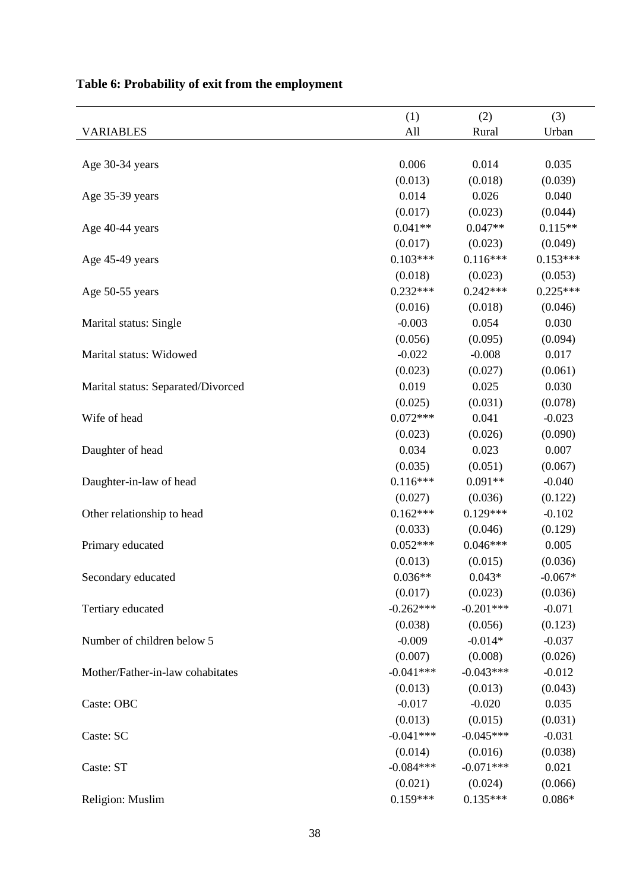**Table 6: Probability of exit from the employment**

| VARIABLES | (1)<br>All | (2)<br>Rural | (3)<br>Urban |
|---|---|---|---|
| Age 30-34 years | 0.006 | 0.014 | 0.035 |
| | (0.013) | (0.018) | (0.039) |
| Age 35-39 years | 0.014 | 0.026 | 0.040 |
| | (0.017) | (0.023) | (0.044) |
| Age 40-44 years | 0.041** | 0.047** | 0.115** |
| | (0.017) | (0.023) | (0.049) |
| Age 45-49 years | 0.103*** | 0.116*** | 0.153*** |
| | (0.018) | (0.023) | (0.053) |
| Age 50-55 years | 0.232*** | 0.242*** | 0.225*** |
| | (0.016) | (0.018) | (0.046) |
| Marital status: Single | -0.003 | 0.054 | 0.030 |
| | (0.056) | (0.095) | (0.094) |
| Marital status: Widowed | -0.022 | -0.008 | 0.017 |
| | (0.023) | (0.027) | (0.061) |
| Marital status: Separated/Divorced | 0.019 | 0.025 | 0.030 |
| | (0.025) | (0.031) | (0.078) |
| Wife of head | 0.072*** | 0.041 | -0.023 |
| | (0.023) | (0.026) | (0.090) |
| Daughter of head | 0.034 | 0.023 | 0.007 |
| | (0.035) | (0.051) | (0.067) |
| Daughter-in-law of head | 0.116*** | 0.091** | -0.040 |
| | (0.027) | (0.036) | (0.122) |
| Other relationship to head | 0.162*** | 0.129*** | -0.102 |
| | (0.033) | (0.046) | (0.129) |
| Primary educated | 0.052*** | 0.046*** | 0.005 |
| | (0.013) | (0.015) | (0.036) |
| Secondary educated | 0.036** | 0.043* | -0.067* |
| | (0.017) | (0.023) | (0.036) |
| Tertiary educated | -0.262*** | -0.201*** | -0.071 |
| | (0.038) | (0.056) | (0.123) |
| Number of children below 5 | -0.009 | -0.014* | -0.037 |
| | (0.007) | (0.008) | (0.026) |
| Mother/Father-in-law cohabitates | -0.041*** | -0.043*** | -0.012 |
| | (0.013) | (0.013) | (0.043) |
| Caste: OBC | -0.017 | -0.020 | 0.035 |
| | (0.013) | (0.015) | (0.031) |
| Caste: SC | -0.041*** | -0.045*** | -0.031 |
| | (0.014) | (0.016) | (0.038) |
| Caste: ST | -0.084*** | -0.071*** | 0.021 |
| | (0.021) | (0.024) | (0.066) |
| Religion: Muslim | 0.159*** | 0.135*** | 0.086* |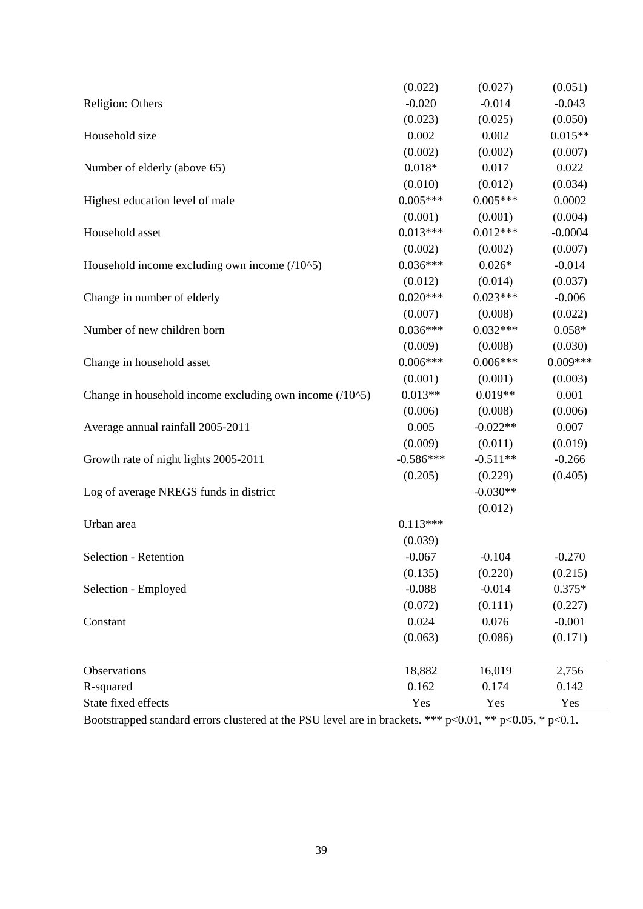| | | | |
|---|---|---|---|
| | (0.022) | (0.027) | (0.051) |
| Religion: Others | -0.020 | -0.014 | -0.043 |
| | (0.023) | (0.025) | (0.050) |
| Household size | 0.002 | 0.002 | 0.015** |
| | (0.002) | (0.002) | (0.007) |
| Number of elderly (above 65) | 0.018* | 0.017 | 0.022 |
| | (0.010) | (0.012) | (0.034) |
| Highest education level of male | 0.005*** | 0.005*** | 0.0002 |
| | (0.001) | (0.001) | (0.004) |
| Household asset | 0.013*** | 0.012*** | -0.0004 |
| | (0.002) | (0.002) | (0.007) |
| Household income excluding own income (/10^5) | 0.036*** | 0.026* | -0.014 |
| | (0.012) | (0.014) | (0.037) |
| Change in number of elderly | 0.020*** | 0.023*** | -0.006 |
| | (0.007) | (0.008) | (0.022) |
| Number of new children born | 0.036*** | 0.032*** | 0.058* |
| | (0.009) | (0.008) | (0.030) |
| Change in household asset | 0.006*** | 0.006*** | 0.009*** |
| | (0.001) | (0.001) | (0.003) |
| Change in household income excluding own income (/10^5) | 0.013** | 0.019** | 0.001 |
| | (0.006) | (0.008) | (0.006) |
| Average annual rainfall 2005-2011 | 0.005 | -0.022** | 0.007 |
| | (0.009) | (0.011) | (0.019) |
| Growth rate of night lights 2005-2011 | -0.586*** | -0.511** | -0.266 |
| | (0.205) | (0.229) | (0.405) |
| Log of average NREGS funds in district | | -0.030** | |
| | | (0.012) | |
| Urban area | 0.113*** | | |
| | (0.039) | | |
| Selection - Retention | -0.067 | -0.104 | -0.270 |
| | (0.135) | (0.220) | (0.215) |
| Selection - Employed | -0.088 | -0.014 | 0.375* |
| | (0.072) | (0.111) | (0.227) |
| Constant | 0.024 | 0.076 | -0.001 |
| | (0.063) | (0.086) | (0.171) |
| Observations | 18,882 | 16,019 | 2,756 |
| R-squared | 0.162 | 0.174 | 0.142 |
| State fixed effects | Yes | Yes | Yes |

Bootstrapped standard errors clustered at the PSU level are in brackets. *** p<0.01, ** p<0.05, * p<0.1.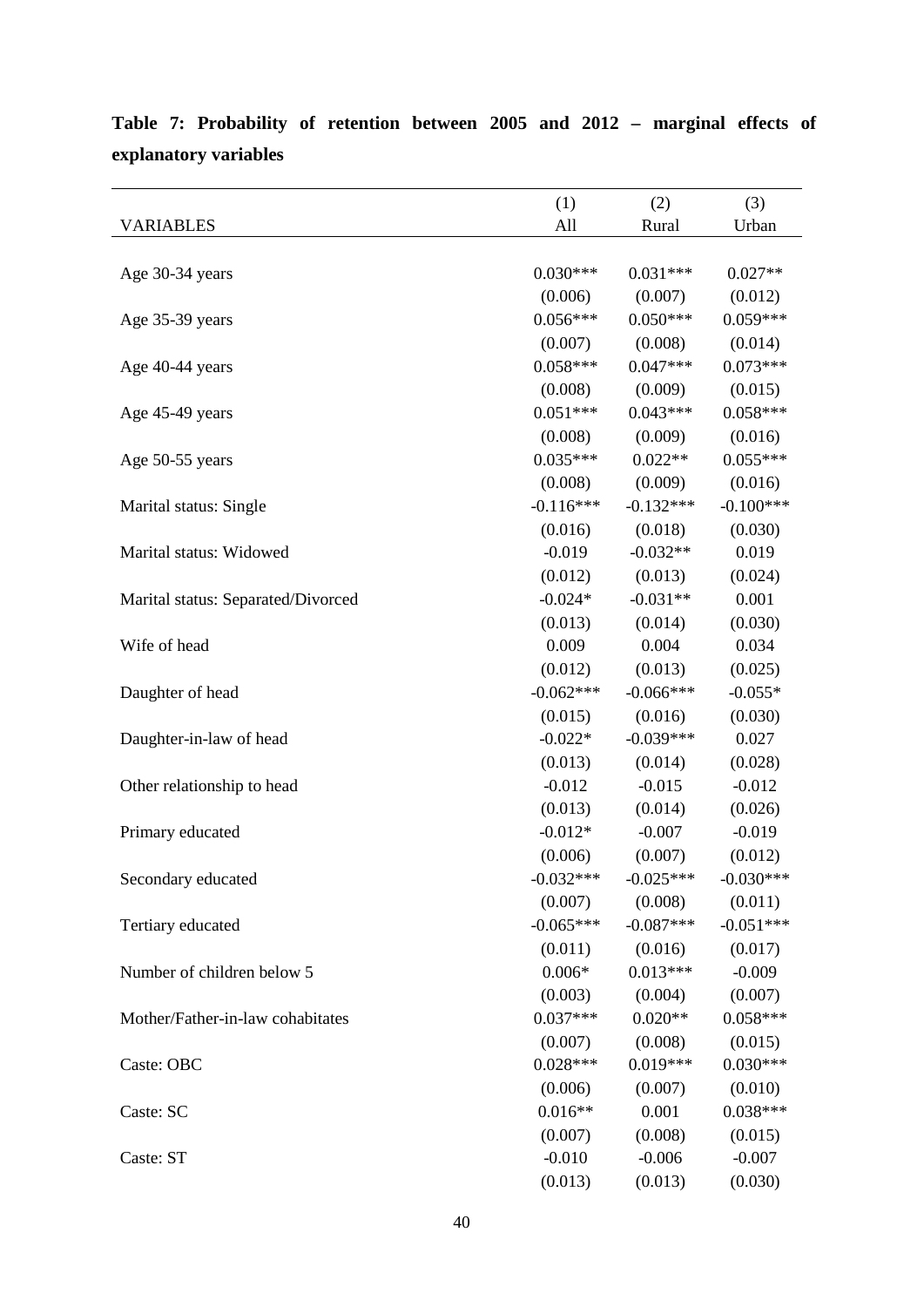**Table 7: Probability of retention between 2005 and 2012 – marginal effects of explanatory variables**

| | (1) | (2) | (3) |
|---|---|---|---|
| VARIABLES | All | Rural | Urban |
| Age 30-34 years | 0.030*** | 0.031*** | 0.027** |
| | (0.006) | (0.007) | (0.012) |
| Age 35-39 years | 0.056*** | 0.050*** | 0.059*** |
| | (0.007) | (0.008) | (0.014) |
| Age 40-44 years | 0.058*** | 0.047*** | 0.073*** |
| | (0.008) | (0.009) | (0.015) |
| Age 45-49 years | 0.051*** | 0.043*** | 0.058*** |
| | (0.008) | (0.009) | (0.016) |
| Age 50-55 years | 0.035*** | 0.022** | 0.055*** |
| | (0.008) | (0.009) | (0.016) |
| Marital status: Single | -0.116*** | -0.132*** | -0.100*** |
| | (0.016) | (0.018) | (0.030) |
| Marital status: Widowed | -0.019 | -0.032** | 0.019 |
| | (0.012) | (0.013) | (0.024) |
| Marital status: Separated/Divorced | -0.024* | -0.031** | 0.001 |
| | (0.013) | (0.014) | (0.030) |
| Wife of head | 0.009 | 0.004 | 0.034 |
| | (0.012) | (0.013) | (0.025) |
| Daughter of head | -0.062*** | -0.066*** | -0.055* |
| | (0.015) | (0.016) | (0.030) |
| Daughter-in-law of head | -0.022* | -0.039*** | 0.027 |
| | (0.013) | (0.014) | (0.028) |
| Other relationship to head | -0.012 | -0.015 | -0.012 |
| | (0.013) | (0.014) | (0.026) |
| Primary educated | -0.012* | -0.007 | -0.019 |
| | (0.006) | (0.007) | (0.012) |
| Secondary educated | -0.032*** | -0.025*** | -0.030*** |
| | (0.007) | (0.008) | (0.011) |
| Tertiary educated | -0.065*** | -0.087*** | -0.051*** |
| | (0.011) | (0.016) | (0.017) |
| Number of children below 5 | 0.006* | 0.013*** | -0.009 |
| | (0.003) | (0.004) | (0.007) |
| Mother/Father-in-law cohabitates | 0.037*** | 0.020** | 0.058*** |
| | (0.007) | (0.008) | (0.015) |
| Caste: OBC | 0.028*** | 0.019*** | 0.030*** |
| | (0.006) | (0.007) | (0.010) |
| Caste: SC | 0.016** | 0.001 | 0.038*** |
| | (0.007) | (0.008) | (0.015) |
| Caste: ST | -0.010 | -0.006 | -0.007 |
| | (0.013) | (0.013) | (0.030) |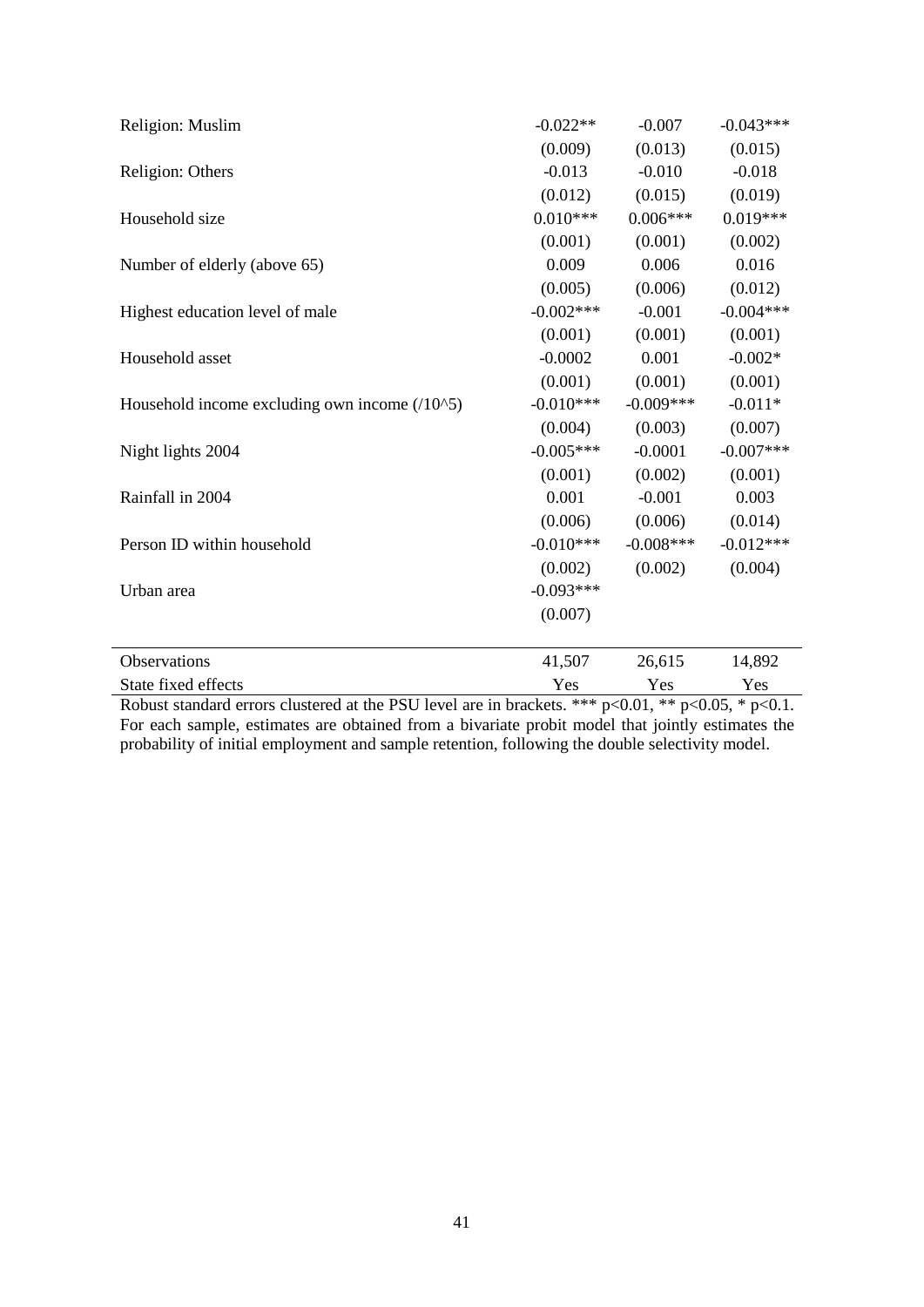| | | | |
|---|---|---|---|
| Religion: Muslim | -0.022** | -0.007 | -0.043*** |
| | (0.009) | (0.013) | (0.015) |
| Religion: Others | -0.013 | -0.010 | -0.018 |
| | (0.012) | (0.015) | (0.019) |
| Household size | 0.010*** | 0.006*** | 0.019*** |
| | (0.001) | (0.001) | (0.002) |
| Number of elderly (above 65) | 0.009 | 0.006 | 0.016 |
| | (0.005) | (0.006) | (0.012) |
| Highest education level of male | -0.002*** | -0.001 | -0.004*** |
| | (0.001) | (0.001) | (0.001) |
| Household asset | -0.0002 | 0.001 | -0.002* |
| | (0.001) | (0.001) | (0.001) |
| Household income excluding own income (/10^5) | -0.010*** | -0.009*** | -0.011* |
| | (0.004) | (0.003) | (0.007) |
| Night lights 2004 | -0.005*** | -0.0001 | -0.007*** |
| | (0.001) | (0.002) | (0.001) |
| Rainfall in 2004 | 0.001 | -0.001 | 0.003 |
| | (0.006) | (0.006) | (0.014) |
| Person ID within household | -0.010*** | -0.008*** | -0.012*** |
| | (0.002) | (0.002) | (0.004) |
| Urban area | -0.093*** | | |
| | (0.007) | | |
| Observations | 41,507 | 26,615 | 14,892 |
| State fixed effects | Yes | Yes | Yes |

Robust standard errors clustered at the PSU level are in brackets. *** p<0.01, ** p<0.05, * p<0.1. For each sample, estimates are obtained from a bivariate probit model that jointly estimates the probability of initial employment and sample retention, following the double selectivity model.